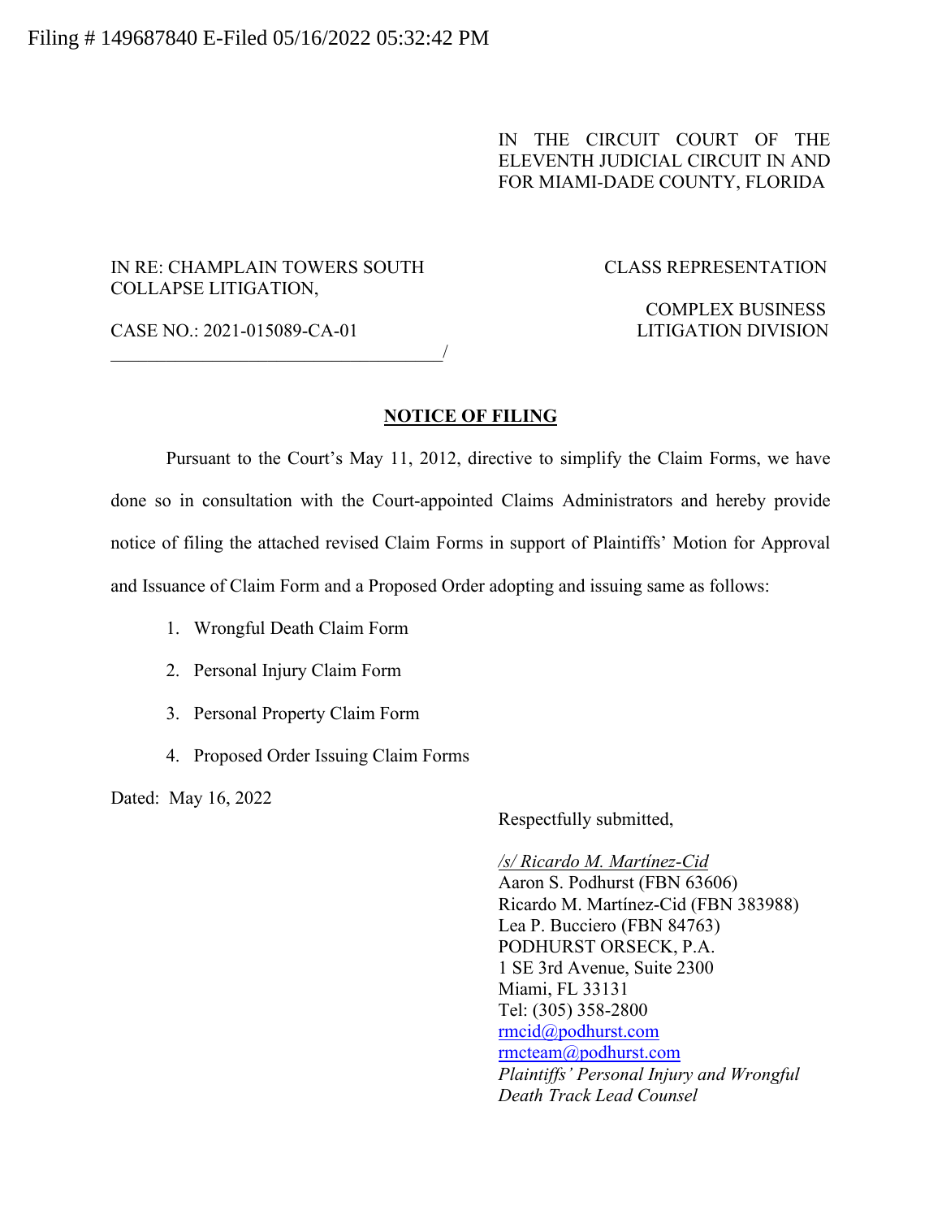Filing # 149687840 E-Filed 05/16/2022 05:32:42 PM

IN THE CIRCUIT COURT OF THE ELEVENTH JUDICIAL CIRCUIT IN AND FOR MIAMI-DADE COUNTY, FLORIDA

IN RE: CHAMPLAIN TOWERS SOUTH COLLAPSE LITIGATION,

CASE NO.: 2021-015089-CA-01
_____________________________________/

CLASS REPRESENTATION

COMPLEX BUSINESS LITIGATION DIVISION

**NOTICE OF FILING**

Pursuant to the Court's May 11, 2012, directive to simplify the Claim Forms, we have done so in consultation with the Court-appointed Claims Administrators and hereby provide notice of filing the attached revised Claim Forms in support of Plaintiffs' Motion for Approval and Issuance of Claim Form and a Proposed Order adopting and issuing same as follows:

1. Wrongful Death Claim Form
2. Personal Injury Claim Form
3. Personal Property Claim Form
4. Proposed Order Issuing Claim Forms

Dated: May 16, 2022

Respectfully submitted,

*/s/ Ricardo M. Martínez-Cid*
Aaron S. Podhurst (FBN 63606)
Ricardo M. Martínez-Cid (FBN 383988)
Lea P. Bucciero (FBN 84763)
PODHURST ORSECK, P.A.
1 SE 3rd Avenue, Suite 2300
Miami, FL 33131
Tel: (305) 358-2800
rmcid@podhurst.com
rmcteam@podhurst.com
*Plaintiffs' Personal Injury and Wrongful Death Track Lead Counsel*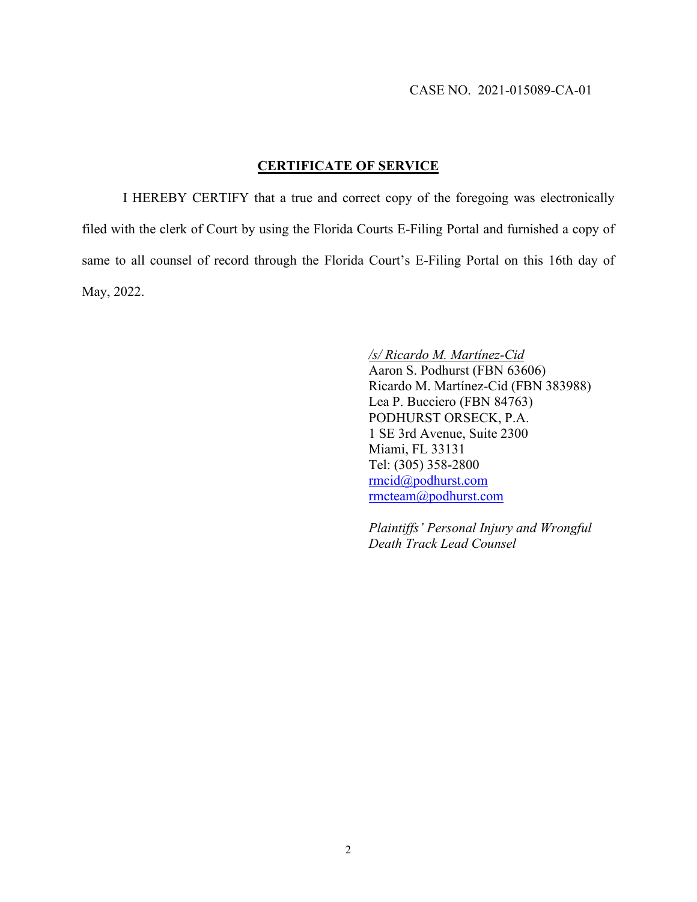CASE NO. 2021-015089-CA-01

## CERTIFICATE OF SERVICE

I HEREBY CERTIFY that a true and correct copy of the foregoing was electronically filed with the clerk of Court by using the Florida Courts E-Filing Portal and furnished a copy of same to all counsel of record through the Florida Court's E-Filing Portal on this 16th day of May, 2022.

*/s/ Ricardo M. Martínez-Cid*
Aaron S. Podhurst (FBN 63606)
Ricardo M. Martínez-Cid (FBN 383988)
Lea P. Bucciero (FBN 84763)
PODHURST ORSECK, P.A.
1 SE 3rd Avenue, Suite 2300
Miami, FL 33131
Tel: (305) 358-2800
rmcid@podhurst.com
rmcteam@podhurst.com

*Plaintiffs' Personal Injury and Wrongful Death Track Lead Counsel*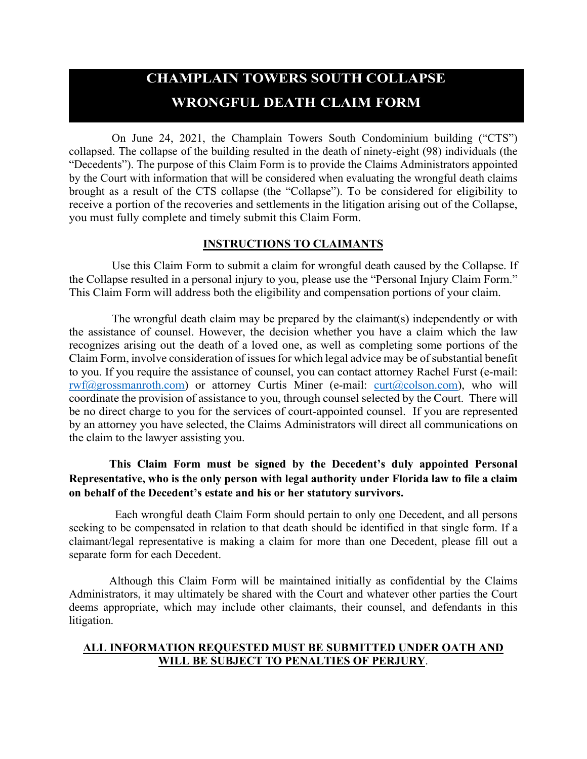# CHAMPLAIN TOWERS SOUTH COLLAPSE

# WRONGFUL DEATH CLAIM FORM

On June 24, 2021, the Champlain Towers South Condominium building ("CTS") collapsed. The collapse of the building resulted in the death of ninety-eight (98) individuals (the "Decedents"). The purpose of this Claim Form is to provide the Claims Administrators appointed by the Court with information that will be considered when evaluating the wrongful death claims brought as a result of the CTS collapse (the "Collapse"). To be considered for eligibility to receive a portion of the recoveries and settlements in the litigation arising out of the Collapse, you must fully complete and timely submit this Claim Form.

## INSTRUCTIONS TO CLAIMANTS

Use this Claim Form to submit a claim for wrongful death caused by the Collapse. If the Collapse resulted in a personal injury to you, please use the "Personal Injury Claim Form." This Claim Form will address both the eligibility and compensation portions of your claim.

The wrongful death claim may be prepared by the claimant(s) independently or with the assistance of counsel. However, the decision whether you have a claim which the law recognizes arising out the death of a loved one, as well as completing some portions of the Claim Form, involve consideration of issues for which legal advice may be of substantial benefit to you. If you require the assistance of counsel, you can contact attorney Rachel Furst (e-mail: rwf@grossmanroth.com) or attorney Curtis Miner (e-mail: curt@colson.com), who will coordinate the provision of assistance to you, through counsel selected by the Court. There will be no direct charge to you for the services of court-appointed counsel. If you are represented by an attorney you have selected, the Claims Administrators will direct all communications on the claim to the lawyer assisting you.

**This Claim Form must be signed by the Decedent's duly appointed Personal Representative, who is the only person with legal authority under Florida law to file a claim on behalf of the Decedent's estate and his or her statutory survivors.**

Each wrongful death Claim Form should pertain to only one Decedent, and all persons seeking to be compensated in relation to that death should be identified in that single form. If a claimant/legal representative is making a claim for more than one Decedent, please fill out a separate form for each Decedent.

Although this Claim Form will be maintained initially as confidential by the Claims Administrators, it may ultimately be shared with the Court and whatever other parties the Court deems appropriate, which may include other claimants, their counsel, and defendants in this litigation.

**ALL INFORMATION REQUESTED MUST BE SUBMITTED UNDER OATH AND WILL BE SUBJECT TO PENALTIES OF PERJURY**.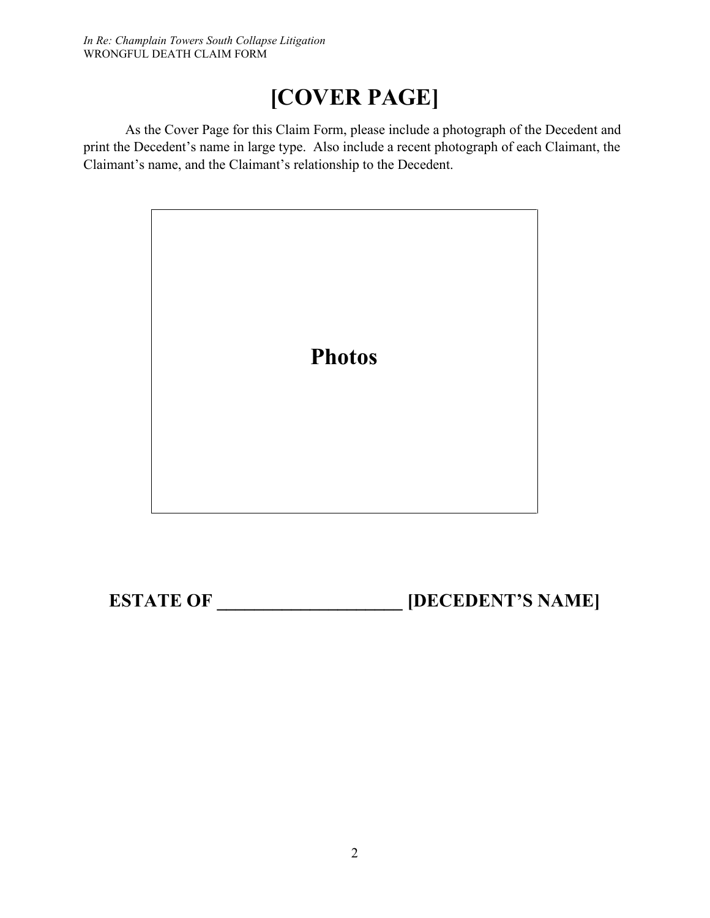# [COVER PAGE]

As the Cover Page for this Claim Form, please include a photograph of the Decedent and print the Decedent's name in large type. Also include a recent photograph of each Claimant, the Claimant's name, and the Claimant's relationship to the Decedent.

**Photos**

## ESTATE OF ____________________ [DECEDENT'S NAME]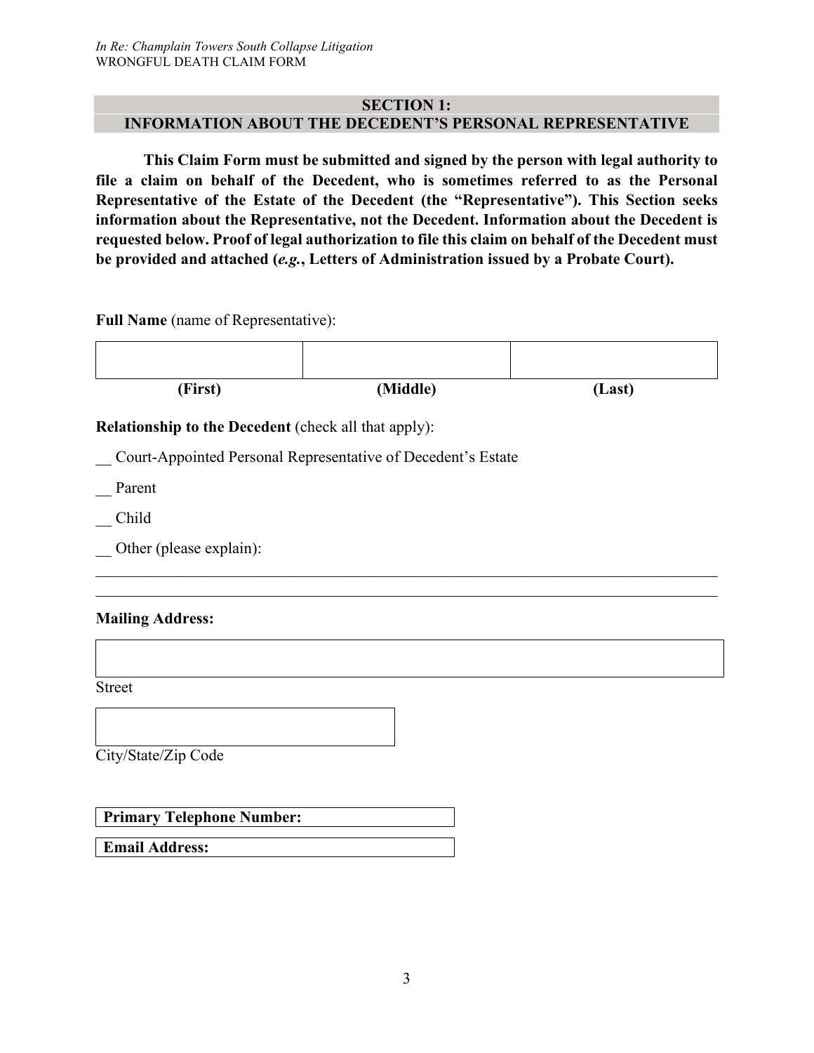## SECTION 1:
## INFORMATION ABOUT THE DECEDENT'S PERSONAL REPRESENTATIVE

**This Claim Form must be submitted and signed by the person with legal authority to file a claim on behalf of the Decedent, who is sometimes referred to as the Personal Representative of the Estate of the Decedent (the "Representative"). This Section seeks information about the Representative, not the Decedent. Information about the Decedent is requested below. Proof of legal authorization to file this claim on behalf of the Decedent must be provided and attached (*e.g.*, Letters of Administration issued by a Probate Court).**

**Full Name** (name of Representative):

| | | |
|---|---|---|
| **(First)** | **(Middle)** | **(Last)** |

**Relationship to the Decedent** (check all that apply):

__ Court-Appointed Personal Representative of Decedent's Estate

__ Parent

__ Child

__ Other (please explain):

______________________________________________________________________________

______________________________________________________________________________

**Mailing Address:**

Street

City/State/Zip Code

| **Primary Telephone Number:** |
|---|
| **Email Address:** |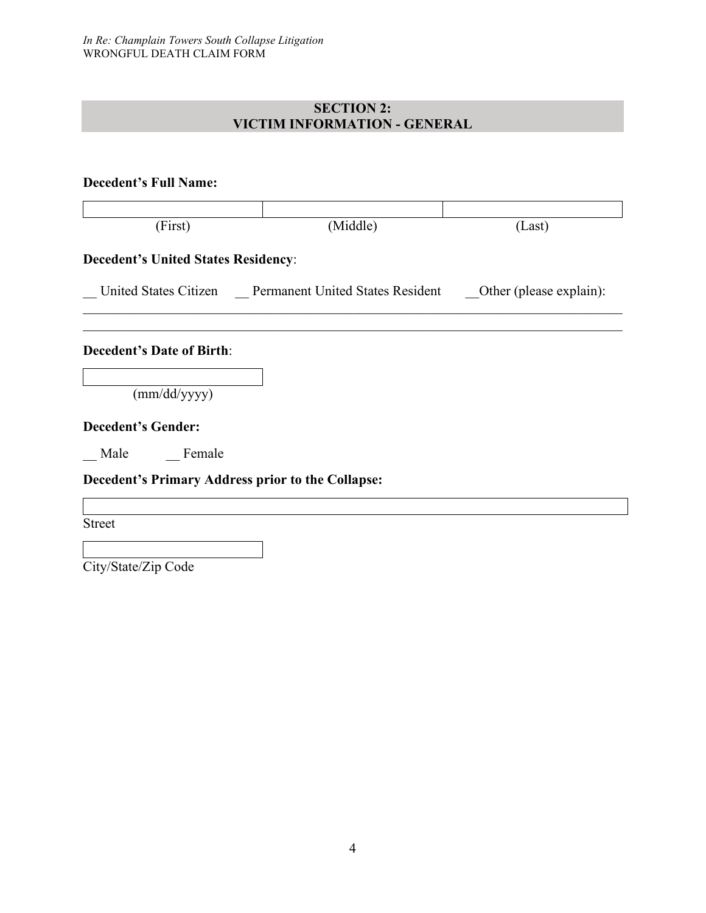## SECTION 2:
## VICTIM INFORMATION - GENERAL

**Decedent's Full Name:**

| | | |
|---|---|---|
| (First) | (Middle) | (Last) |

**Decedent's United States Residency**:

__ United States Citizen  __ Permanent United States Resident  __Other (please explain):

\_\_\_\_\_\_\_\_\_\_\_\_\_\_\_\_\_\_\_\_\_\_\_\_\_\_\_\_\_\_\_\_\_\_\_\_\_\_\_\_\_\_\_\_\_\_\_\_\_\_\_\_\_\_\_\_\_\_\_\_\_\_\_\_\_\_\_\_\_\_\_\_

\_\_\_\_\_\_\_\_\_\_\_\_\_\_\_\_\_\_\_\_\_\_\_\_\_\_\_\_\_\_\_\_\_\_\_\_\_\_\_\_\_\_\_\_\_\_\_\_\_\_\_\_\_\_\_\_\_\_\_\_\_\_\_\_\_\_\_\_\_\_\_\_

**Decedent's Date of Birth**:

(mm/dd/yyyy)

**Decedent's Gender:**

__ Male  __ Female

**Decedent's Primary Address prior to the Collapse:**

Street

City/State/Zip Code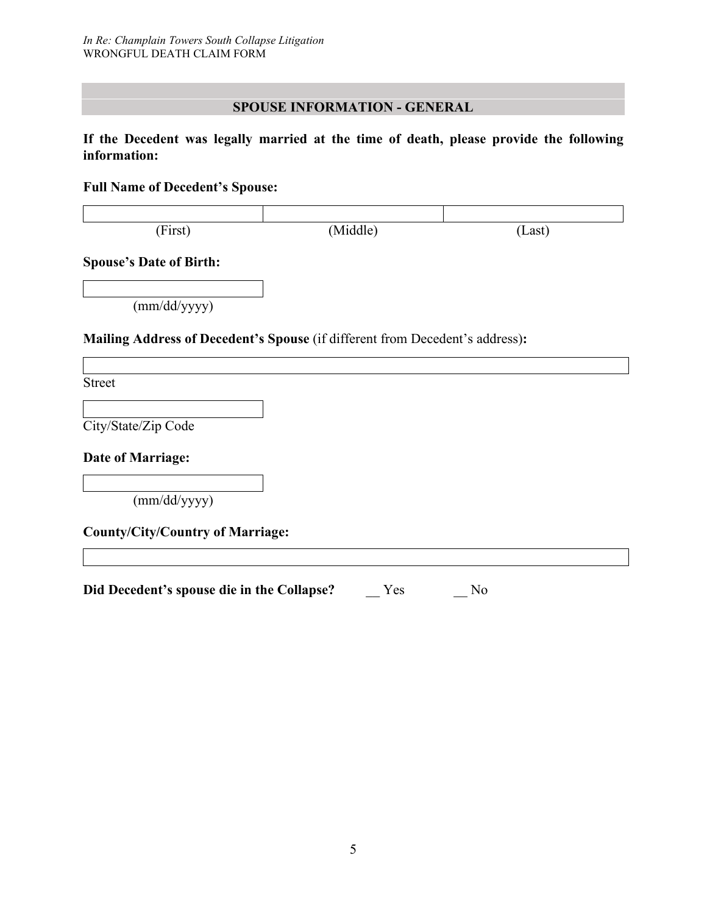## SPOUSE INFORMATION - GENERAL

**If the Decedent was legally married at the time of death, please provide the following information:**

**Full Name of Decedent's Spouse:**

| | | |
|---|---|---|
| (First) | (Middle) | (Last) |

**Spouse's Date of Birth:**

(mm/dd/yyyy)

**Mailing Address of Decedent's Spouse** (if different from Decedent's address)**:**

Street

City/State/Zip Code

**Date of Marriage:**

(mm/dd/yyyy)

**County/City/Country of Marriage:**

**Did Decedent's spouse die in the Collapse?** __ Yes __ No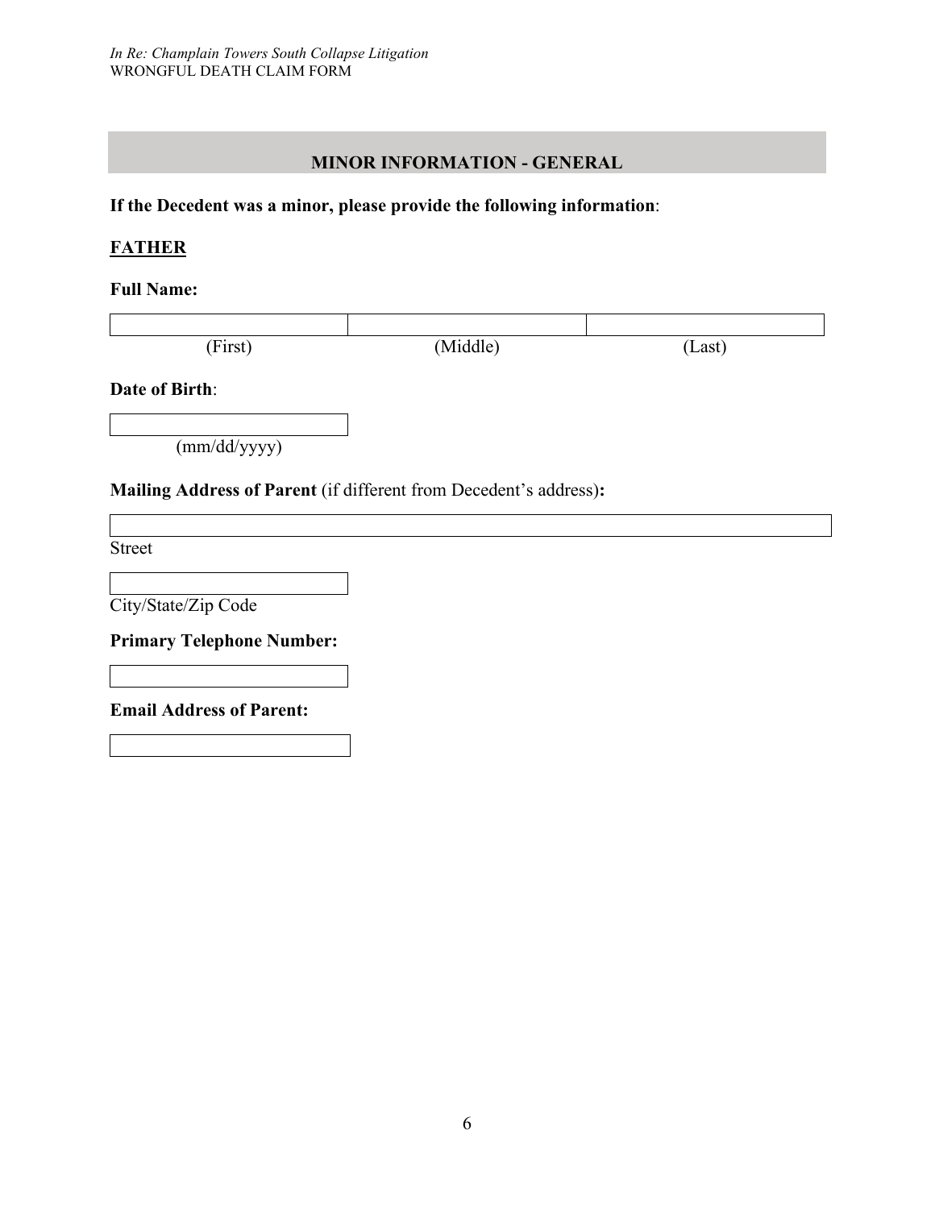## MINOR INFORMATION - GENERAL

**If the Decedent was a minor, please provide the following information**:

**FATHER**

**Full Name:**

| (First) | (Middle) | (Last) |
|---|---|---|
| | | |

**Date of Birth**:

(mm/dd/yyyy)

**Mailing Address of Parent** (if different from Decedent's address)**:**

Street

City/State/Zip Code

**Primary Telephone Number:**

**Email Address of Parent:**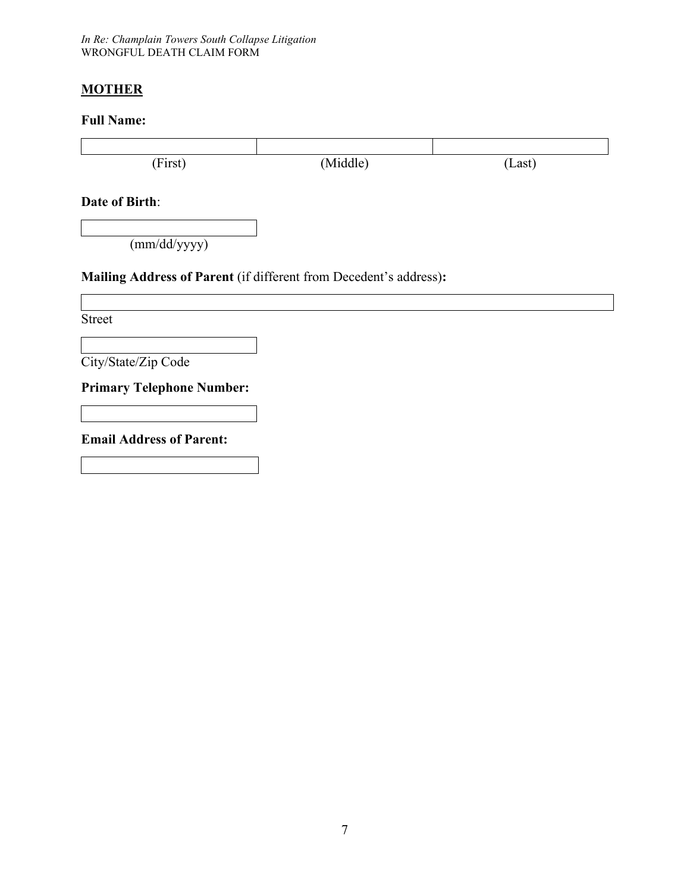## MOTHER

**Full Name:**

| | | |
|---|---|---|
| (First) | (Middle) | (Last) |

**Date of Birth**:

(mm/dd/yyyy)

**Mailing Address of Parent** (if different from Decedent's address)**:**

Street

City/State/Zip Code

**Primary Telephone Number:**

**Email Address of Parent:**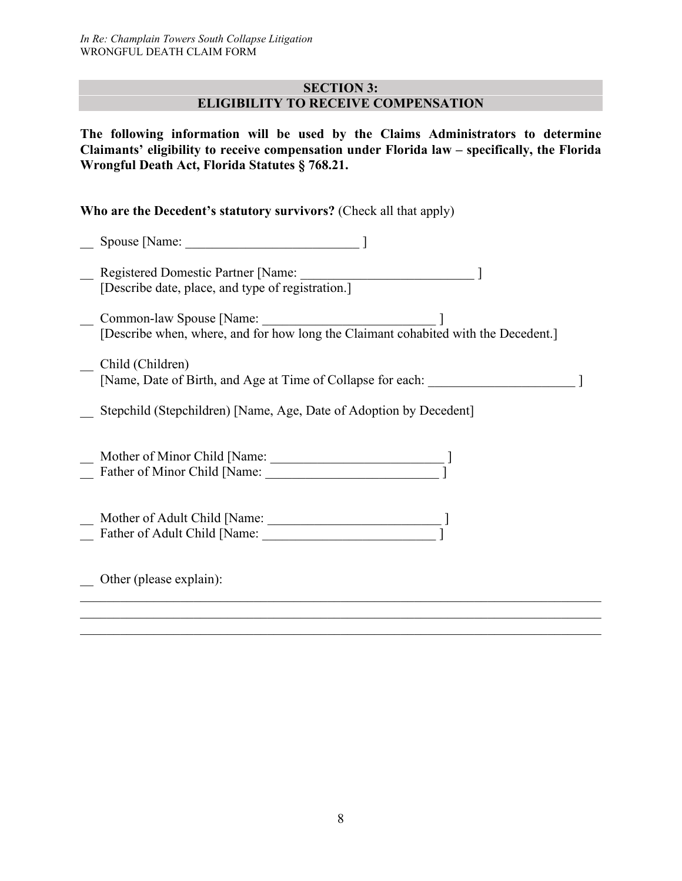## SECTION 3:
## ELIGIBILITY TO RECEIVE COMPENSATION

**The following information will be used by the Claims Administrators to determine Claimants' eligibility to receive compensation under Florida law – specifically, the Florida Wrongful Death Act, Florida Statutes § 768.21.**

**Who are the Decedent's statutory survivors?** (Check all that apply)

__ Spouse [Name: __________________________ ]

__ Registered Domestic Partner [Name: __________________________ ]
[Describe date, place, and type of registration.]

__ Common-law Spouse [Name: __________________________ ]
[Describe when, where, and for how long the Claimant cohabited with the Decedent.]

__ Child (Children)
[Name, Date of Birth, and Age at Time of Collapse for each: ______________________ ]

__ Stepchild (Stepchildren) [Name, Age, Date of Adoption by Decedent]

__ Mother of Minor Child [Name: __________________________ ]
__ Father of Minor Child [Name: __________________________ ]

__ Mother of Adult Child [Name: __________________________ ]
__ Father of Adult Child [Name: __________________________ ]

__ Other (please explain):
______________________________________________________________________________
______________________________________________________________________________
______________________________________________________________________________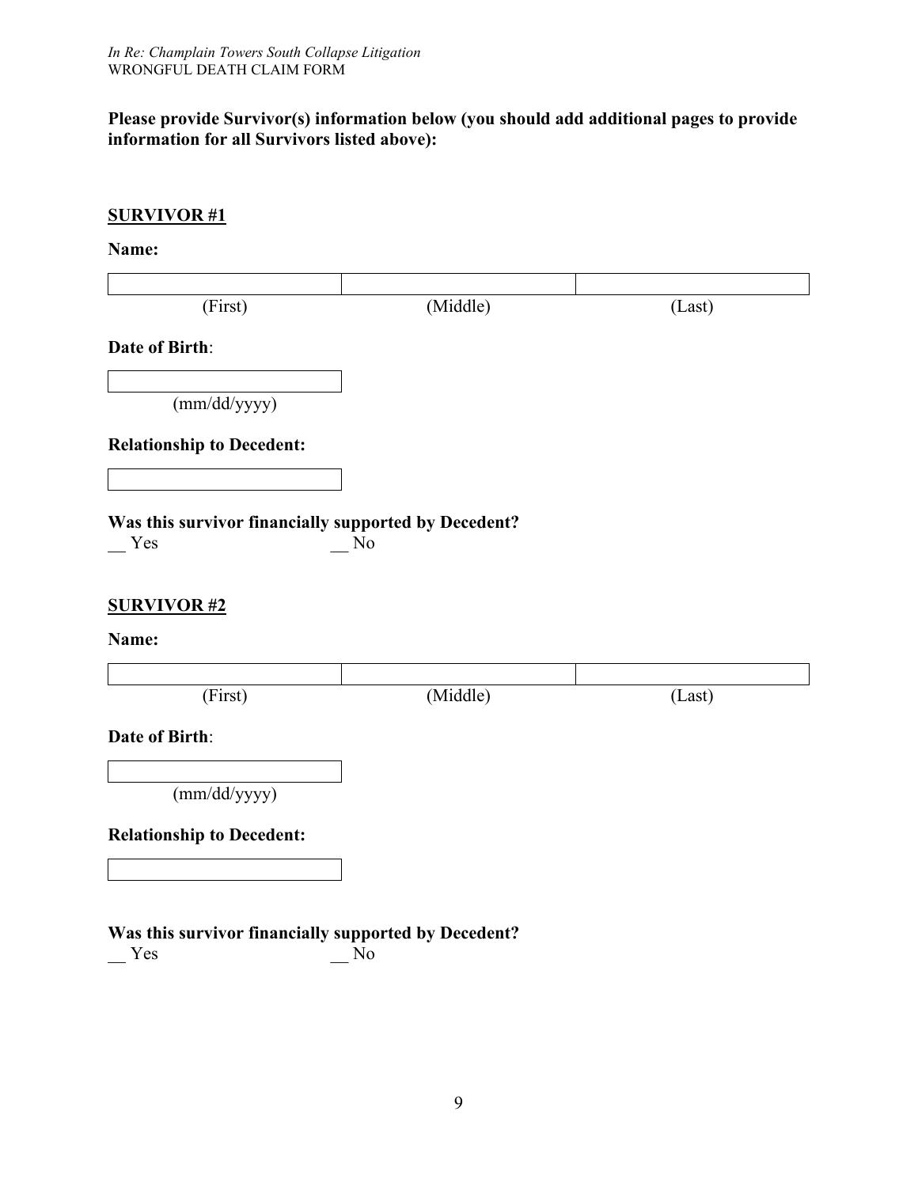**Please provide Survivor(s) information below (you should add additional pages to provide information for all Survivors listed above):**

**SURVIVOR #1**

**Name:**

| | | |
|---|---|---|
| (First) | (Middle) | (Last) |

**Date of Birth**:

| |
|---|
| (mm/dd/yyyy) |

**Relationship to Decedent:**

| |
|---|

**Was this survivor financially supported by Decedent?**

__ Yes __ No

**SURVIVOR #2**

**Name:**

| | | |
|---|---|---|
| (First) | (Middle) | (Last) |

**Date of Birth**:

| |
|---|
| (mm/dd/yyyy) |

**Relationship to Decedent:**

| |
|---|

**Was this survivor financially supported by Decedent?**

__ Yes __ No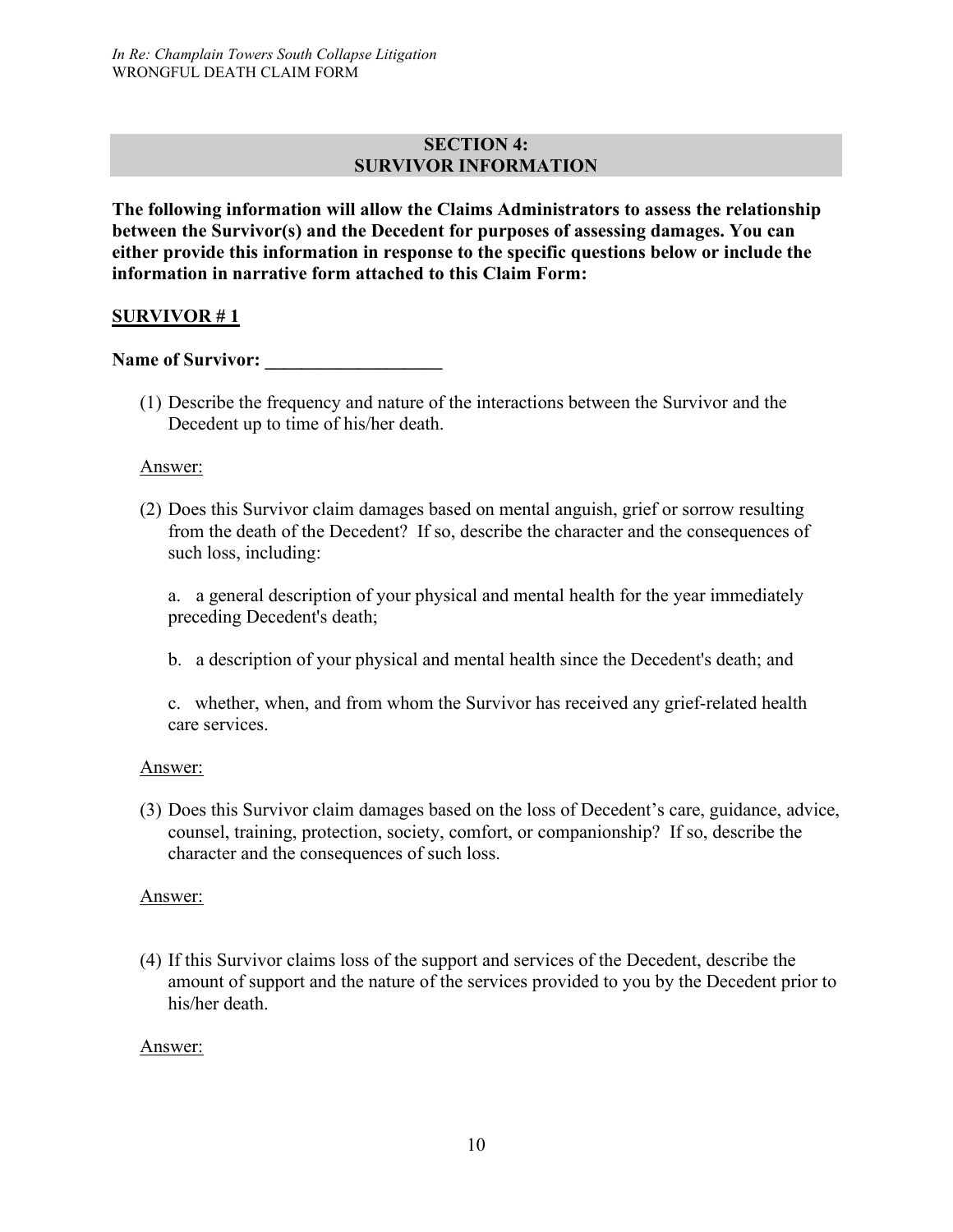## SECTION 4: SURVIVOR INFORMATION

**The following information will allow the Claims Administrators to assess the relationship between the Survivor(s) and the Decedent for purposes of assessing damages. You can either provide this information in response to the specific questions below or include the information in narrative form attached to this Claim Form:**

**SURVIVOR # 1**

**Name of Survivor: ___________________**

(1) Describe the frequency and nature of the interactions between the Survivor and the Decedent up to time of his/her death.

Answer:

(2) Does this Survivor claim damages based on mental anguish, grief or sorrow resulting from the death of the Decedent? If so, describe the character and the consequences of such loss, including:

a. a general description of your physical and mental health for the year immediately preceding Decedent's death;

b. a description of your physical and mental health since the Decedent's death; and

c. whether, when, and from whom the Survivor has received any grief-related health care services.

Answer:

(3) Does this Survivor claim damages based on the loss of Decedent's care, guidance, advice, counsel, training, protection, society, comfort, or companionship? If so, describe the character and the consequences of such loss.

Answer:

(4) If this Survivor claims loss of the support and services of the Decedent, describe the amount of support and the nature of the services provided to you by the Decedent prior to his/her death.

Answer: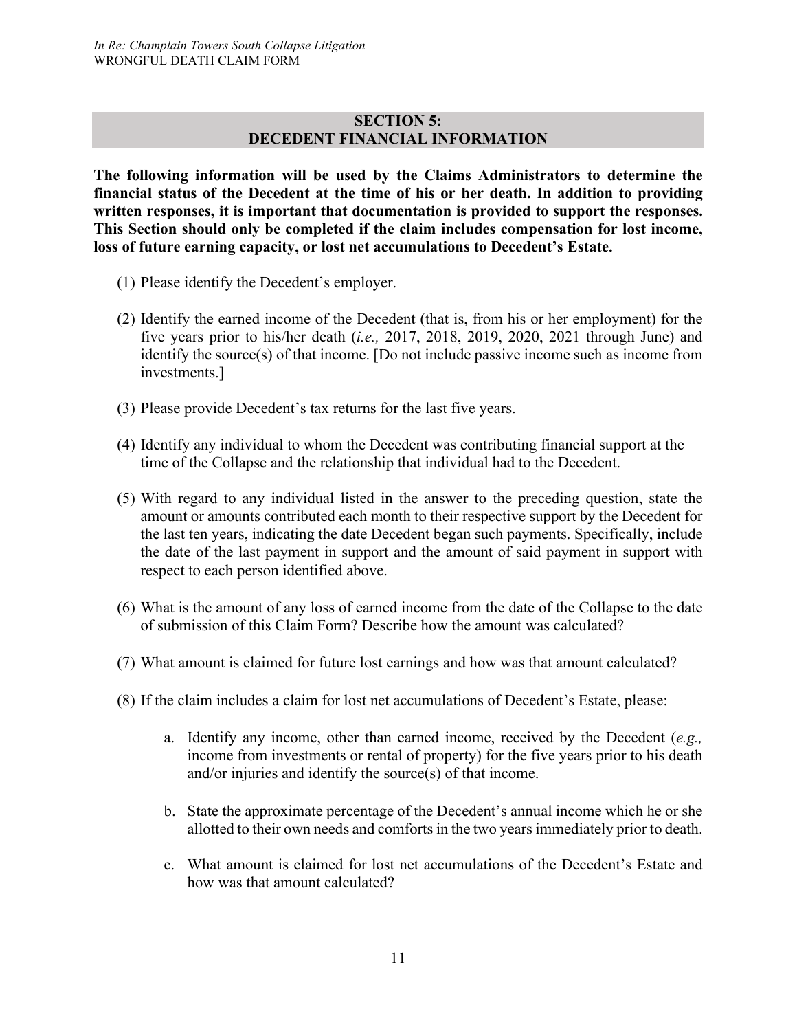## SECTION 5: DECEDENT FINANCIAL INFORMATION

**The following information will be used by the Claims Administrators to determine the financial status of the Decedent at the time of his or her death. In addition to providing written responses, it is important that documentation is provided to support the responses. This Section should only be completed if the claim includes compensation for lost income, loss of future earning capacity, or lost net accumulations to Decedent's Estate.**

(1) Please identify the Decedent's employer.

(2) Identify the earned income of the Decedent (that is, from his or her employment) for the five years prior to his/her death (*i.e.,* 2017, 2018, 2019, 2020, 2021 through June) and identify the source(s) of that income. [Do not include passive income such as income from investments.]

(3) Please provide Decedent's tax returns for the last five years.

(4) Identify any individual to whom the Decedent was contributing financial support at the time of the Collapse and the relationship that individual had to the Decedent.

(5) With regard to any individual listed in the answer to the preceding question, state the amount or amounts contributed each month to their respective support by the Decedent for the last ten years, indicating the date Decedent began such payments. Specifically, include the date of the last payment in support and the amount of said payment in support with respect to each person identified above.

(6) What is the amount of any loss of earned income from the date of the Collapse to the date of submission of this Claim Form? Describe how the amount was calculated?

(7) What amount is claimed for future lost earnings and how was that amount calculated?

(8) If the claim includes a claim for lost net accumulations of Decedent's Estate, please:

   a. Identify any income, other than earned income, received by the Decedent (*e.g.,* income from investments or rental of property) for the five years prior to his death and/or injuries and identify the source(s) of that income.

   b. State the approximate percentage of the Decedent's annual income which he or she allotted to their own needs and comforts in the two years immediately prior to death.

   c. What amount is claimed for lost net accumulations of the Decedent's Estate and how was that amount calculated?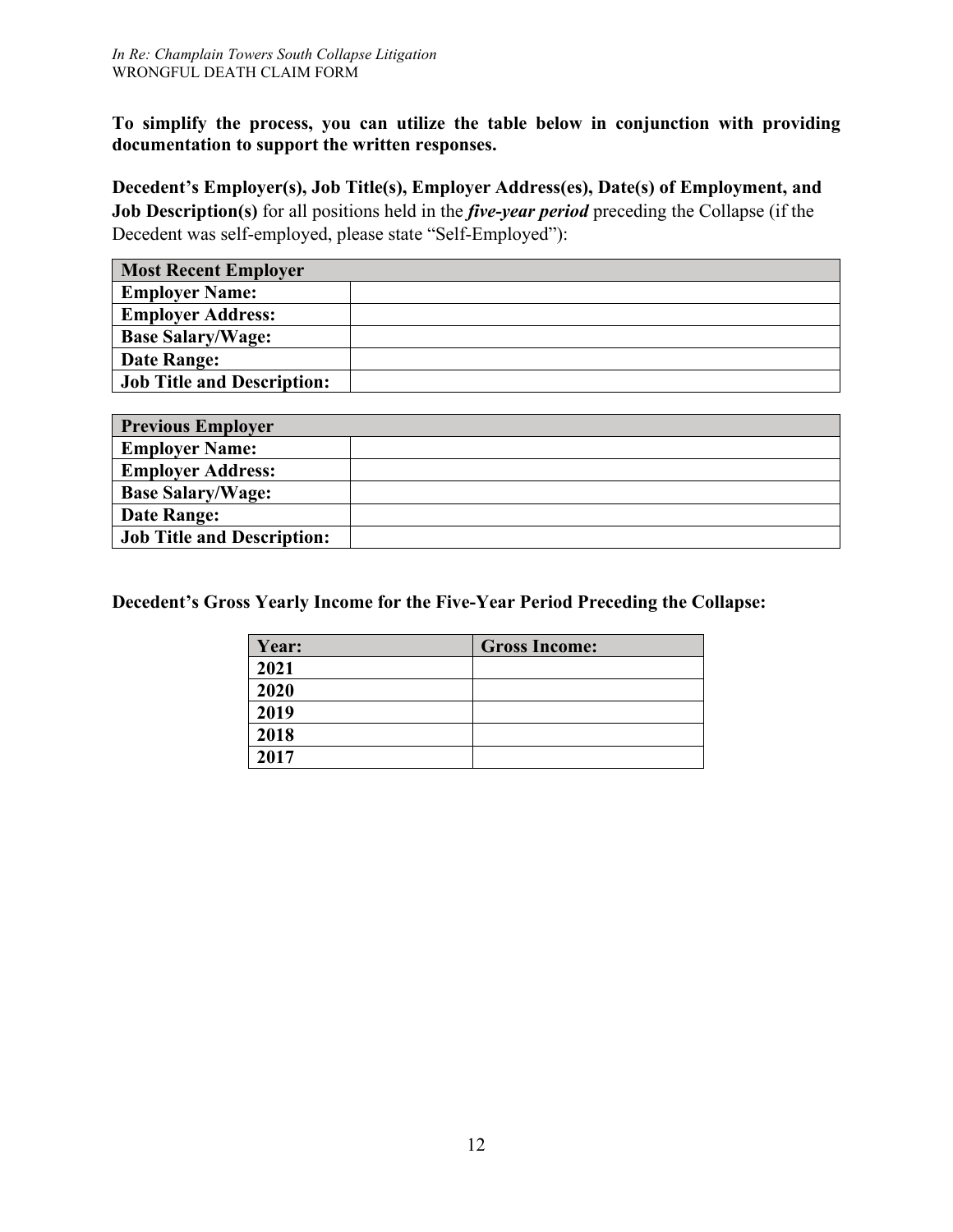**To simplify the process, you can utilize the table below in conjunction with providing documentation to support the written responses.**

**Decedent's Employer(s), Job Title(s), Employer Address(es), Date(s) of Employment, and Job Description(s)** for all positions held in the ***five-year period*** preceding the Collapse (if the Decedent was self-employed, please state "Self-Employed"):

| **Most Recent Employer** | |
|---|---|
| **Employer Name:** | |
| **Employer Address:** | |
| **Base Salary/Wage:** | |
| **Date Range:** | |
| **Job Title and Description:** | |

| **Previous Employer** | |
|---|---|
| **Employer Name:** | |
| **Employer Address:** | |
| **Base Salary/Wage:** | |
| **Date Range:** | |
| **Job Title and Description:** | |

**Decedent's Gross Yearly Income for the Five-Year Period Preceding the Collapse:**

| **Year:** | **Gross Income:** |
|---|---|
| **2021** | |
| **2020** | |
| **2019** | |
| **2018** | |
| **2017** | |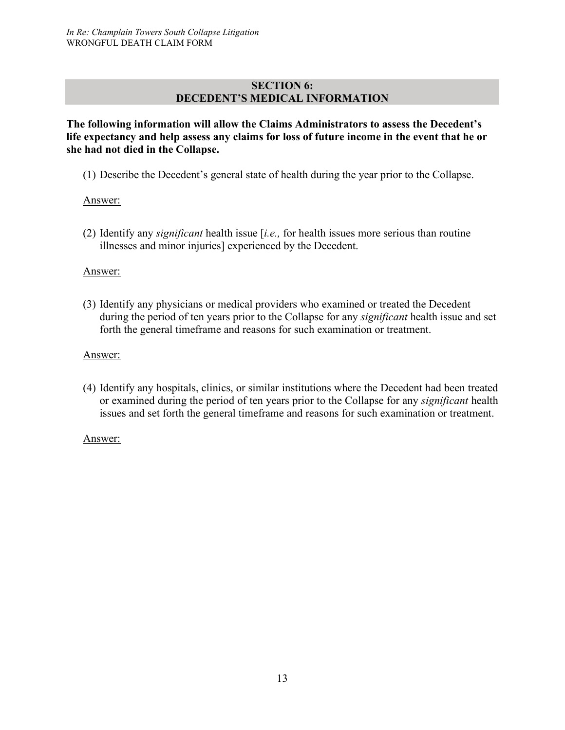## SECTION 6: DECEDENT'S MEDICAL INFORMATION

**The following information will allow the Claims Administrators to assess the Decedent's life expectancy and help assess any claims for loss of future income in the event that he or she had not died in the Collapse.**

(1) Describe the Decedent's general state of health during the year prior to the Collapse.

<u>Answer:</u>

(2) Identify any *significant* health issue [*i.e.,* for health issues more serious than routine illnesses and minor injuries] experienced by the Decedent.

<u>Answer:</u>

(3) Identify any physicians or medical providers who examined or treated the Decedent during the period of ten years prior to the Collapse for any *significant* health issue and set forth the general timeframe and reasons for such examination or treatment.

<u>Answer:</u>

(4) Identify any hospitals, clinics, or similar institutions where the Decedent had been treated or examined during the period of ten years prior to the Collapse for any *significant* health issues and set forth the general timeframe and reasons for such examination or treatment.

<u>Answer:</u>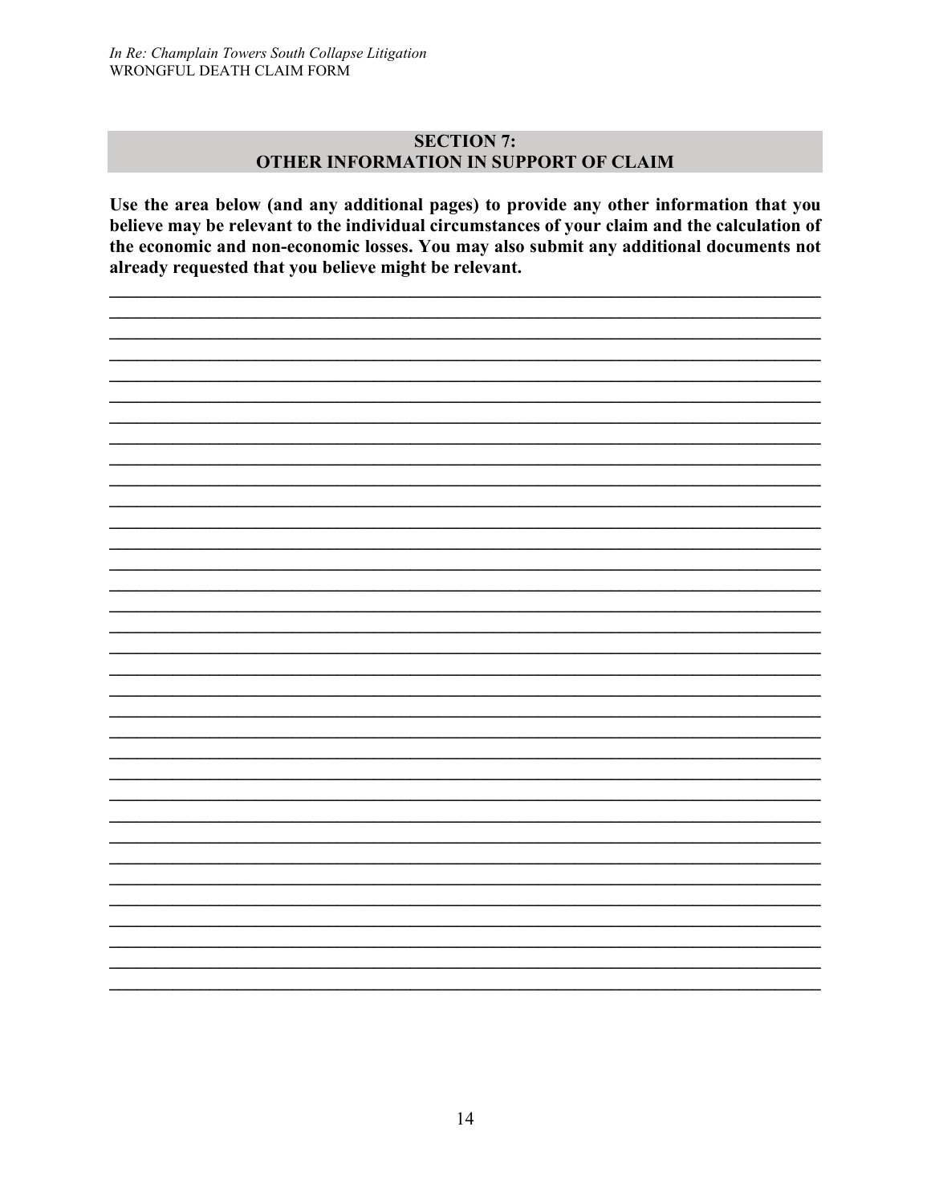## SECTION 7: OTHER INFORMATION IN SUPPORT OF CLAIM

**Use the area below (and any additional pages) to provide any other information that you believe may be relevant to the individual circumstances of your claim and the calculation of the economic and non-economic losses. You may also submit any additional documents not already requested that you believe might be relevant.**

______________________________________________________________________________
______________________________________________________________________________
______________________________________________________________________________
______________________________________________________________________________
______________________________________________________________________________
______________________________________________________________________________
______________________________________________________________________________
______________________________________________________________________________
______________________________________________________________________________
______________________________________________________________________________
______________________________________________________________________________
______________________________________________________________________________
______________________________________________________________________________
______________________________________________________________________________
______________________________________________________________________________
______________________________________________________________________________
______________________________________________________________________________
______________________________________________________________________________
______________________________________________________________________________
______________________________________________________________________________
______________________________________________________________________________
______________________________________________________________________________
______________________________________________________________________________
______________________________________________________________________________
______________________________________________________________________________
______________________________________________________________________________
______________________________________________________________________________
______________________________________________________________________________
______________________________________________________________________________
______________________________________________________________________________
______________________________________________________________________________
______________________________________________________________________________
______________________________________________________________________________
______________________________________________________________________________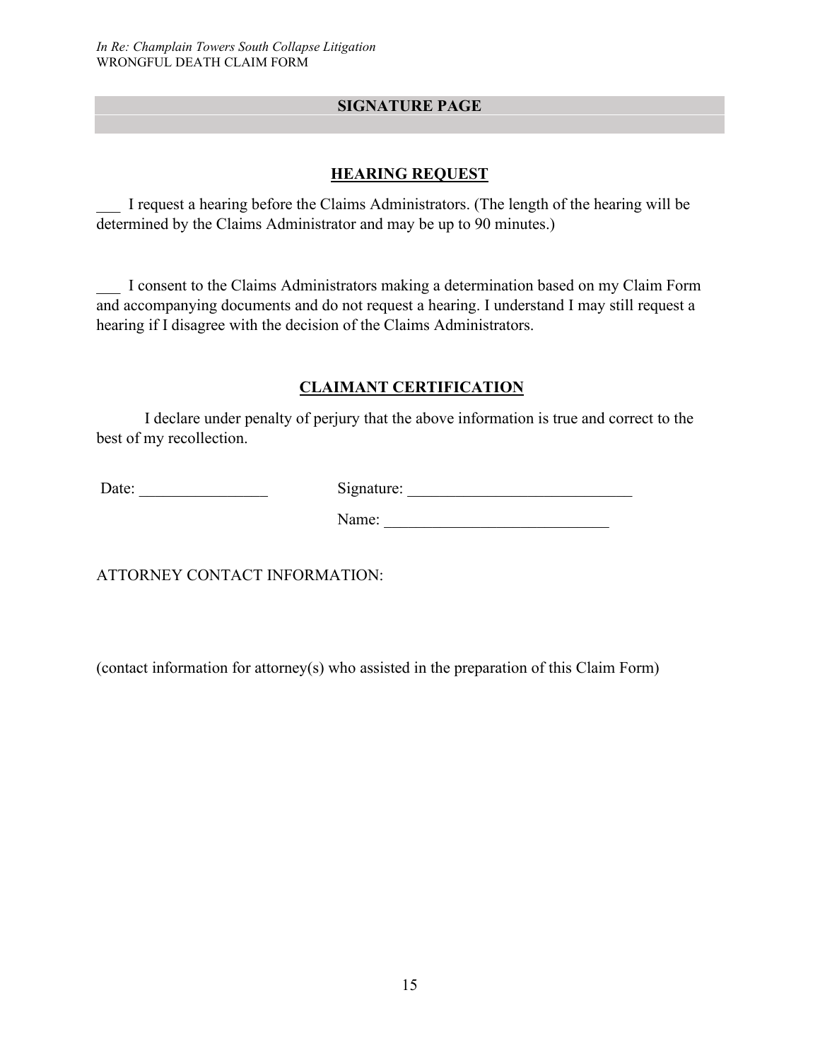## SIGNATURE PAGE

### HEARING REQUEST

___ I request a hearing before the Claims Administrators. (The length of the hearing will be determined by the Claims Administrator and may be up to 90 minutes.)

___ I consent to the Claims Administrators making a determination based on my Claim Form and accompanying documents and do not request a hearing. I understand I may still request a hearing if I disagree with the decision of the Claims Administrators.

### CLAIMANT CERTIFICATION

I declare under penalty of perjury that the above information is true and correct to the best of my recollection.

Date: ________________ Signature: ____________________________

Name: ____________________________

ATTORNEY CONTACT INFORMATION:

(contact information for attorney(s) who assisted in the preparation of this Claim Form)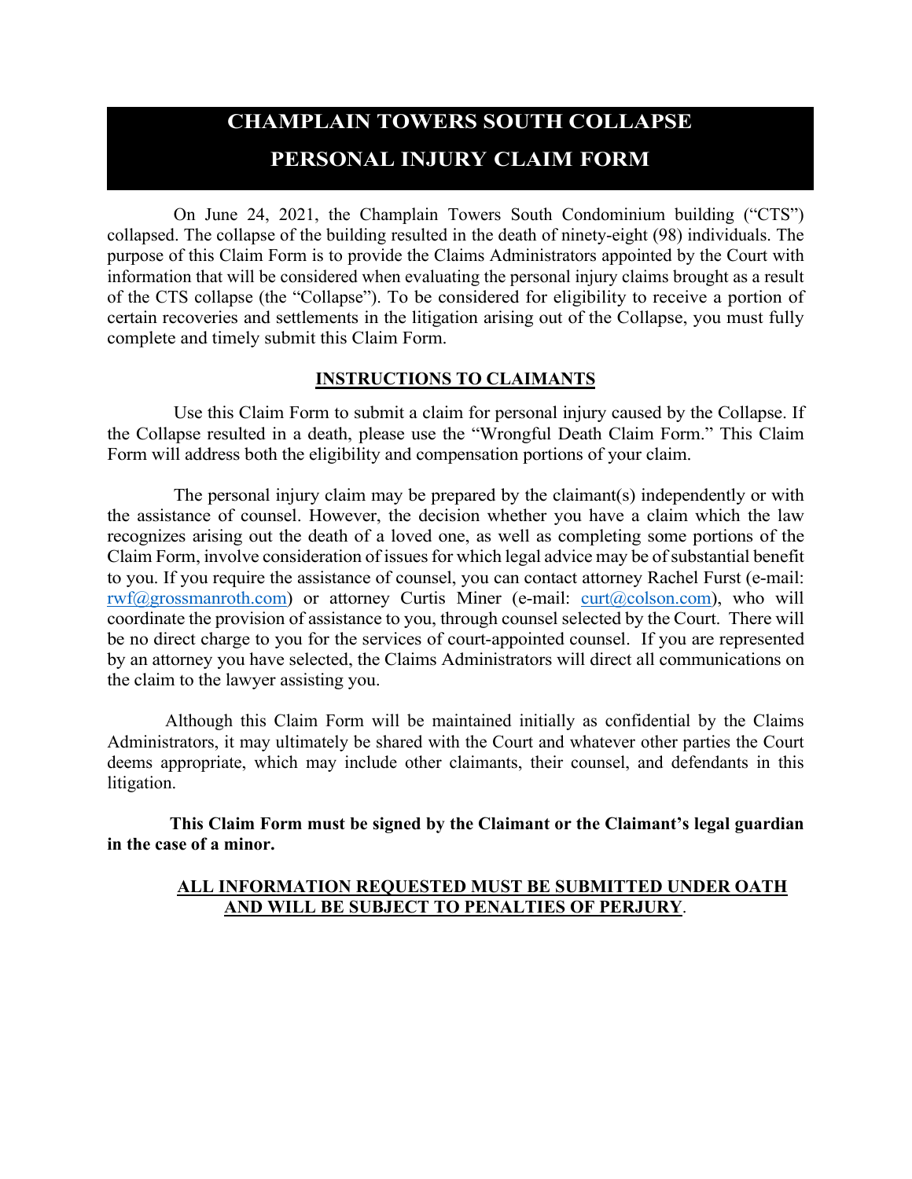# CHAMPLAIN TOWERS SOUTH COLLAPSE

# PERSONAL INJURY CLAIM FORM

On June 24, 2021, the Champlain Towers South Condominium building ("CTS") collapsed. The collapse of the building resulted in the death of ninety-eight (98) individuals. The purpose of this Claim Form is to provide the Claims Administrators appointed by the Court with information that will be considered when evaluating the personal injury claims brought as a result of the CTS collapse (the "Collapse"). To be considered for eligibility to receive a portion of certain recoveries and settlements in the litigation arising out of the Collapse, you must fully complete and timely submit this Claim Form.

**INSTRUCTIONS TO CLAIMANTS**

Use this Claim Form to submit a claim for personal injury caused by the Collapse. If the Collapse resulted in a death, please use the "Wrongful Death Claim Form." This Claim Form will address both the eligibility and compensation portions of your claim.

The personal injury claim may be prepared by the claimant(s) independently or with the assistance of counsel. However, the decision whether you have a claim which the law recognizes arising out the death of a loved one, as well as completing some portions of the Claim Form, involve consideration of issues for which legal advice may be of substantial benefit to you. If you require the assistance of counsel, you can contact attorney Rachel Furst (e-mail: rwf@grossmanroth.com) or attorney Curtis Miner (e-mail: curt@colson.com), who will coordinate the provision of assistance to you, through counsel selected by the Court. There will be no direct charge to you for the services of court-appointed counsel. If you are represented by an attorney you have selected, the Claims Administrators will direct all communications on the claim to the lawyer assisting you.

Although this Claim Form will be maintained initially as confidential by the Claims Administrators, it may ultimately be shared with the Court and whatever other parties the Court deems appropriate, which may include other claimants, their counsel, and defendants in this litigation.

**This Claim Form must be signed by the Claimant or the Claimant's legal guardian in the case of a minor.**

**ALL INFORMATION REQUESTED MUST BE SUBMITTED UNDER OATH AND WILL BE SUBJECT TO PENALTIES OF PERJURY.**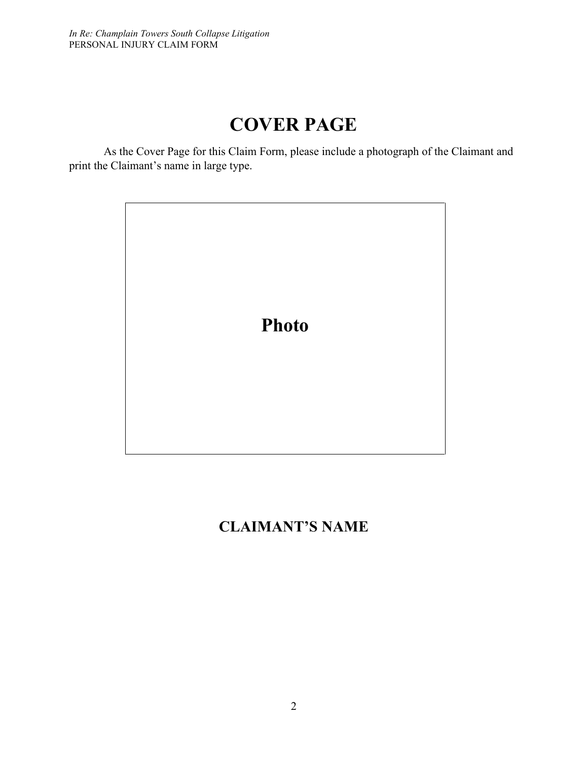# COVER PAGE

As the Cover Page for this Claim Form, please include a photograph of the Claimant and print the Claimant's name in large type.

**Photo**

## CLAIMANT'S NAME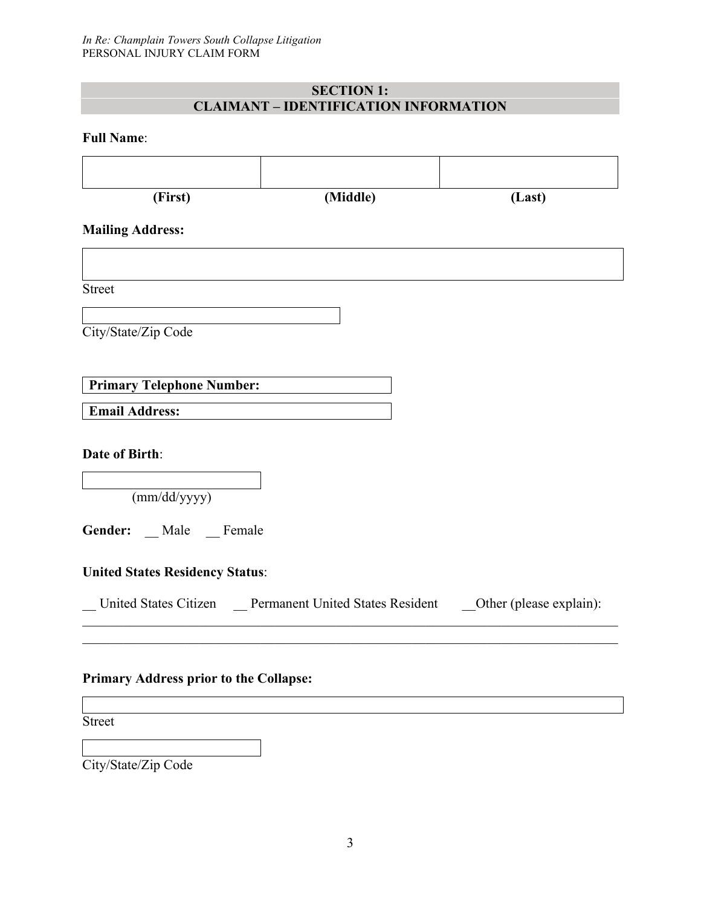## SECTION 1: CLAIMANT – IDENTIFICATION INFORMATION

**Full Name**:

| | | |
|---|---|---|
| | | |
| **(First)** | **(Middle)** | **(Last)** |

**Mailing Address:**

Street

City/State/Zip Code

**Primary Telephone Number:**

**Email Address:**

**Date of Birth**:

(mm/dd/yyyy)

**Gender:** __ Male __ Female

**United States Residency Status**:

__ United States Citizen __ Permanent United States Resident __Other (please explain):

_______________________________________________________________________________

_______________________________________________________________________________

**Primary Address prior to the Collapse:**

Street

City/State/Zip Code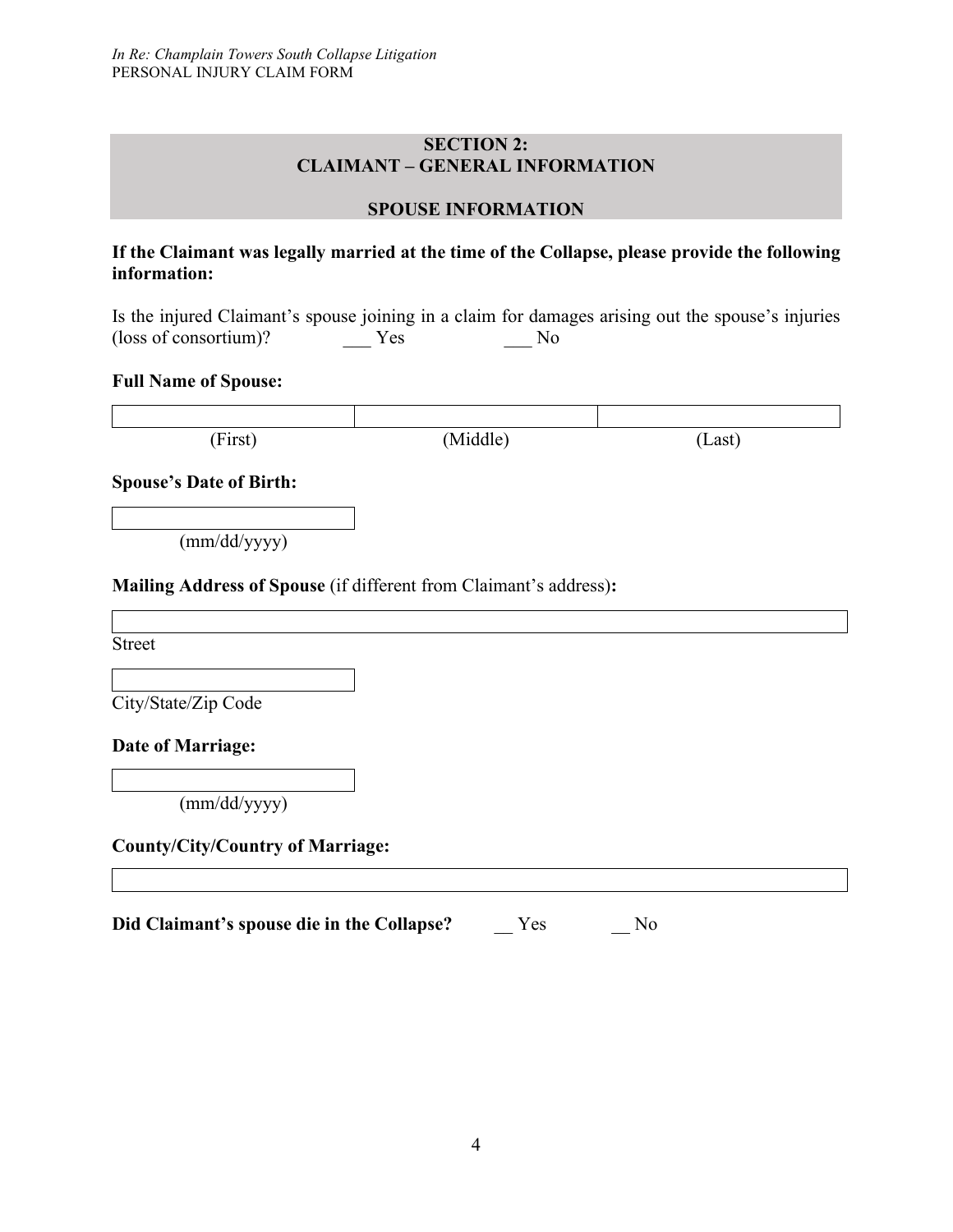## SECTION 2: CLAIMANT – GENERAL INFORMATION

### SPOUSE INFORMATION

**If the Claimant was legally married at the time of the Collapse, please provide the following information:**

Is the injured Claimant's spouse joining in a claim for damages arising out the spouse's injuries (loss of consortium)? ___ Yes ___ No

**Full Name of Spouse:**

| | | |
|---|---|---|
| (First) | (Middle) | (Last) |

**Spouse's Date of Birth:**

(mm/dd/yyyy)

**Mailing Address of Spouse** (if different from Claimant's address)**:**

Street

City/State/Zip Code

**Date of Marriage:**

(mm/dd/yyyy)

**County/City/Country of Marriage:**

**Did Claimant's spouse die in the Collapse?** __ Yes __ No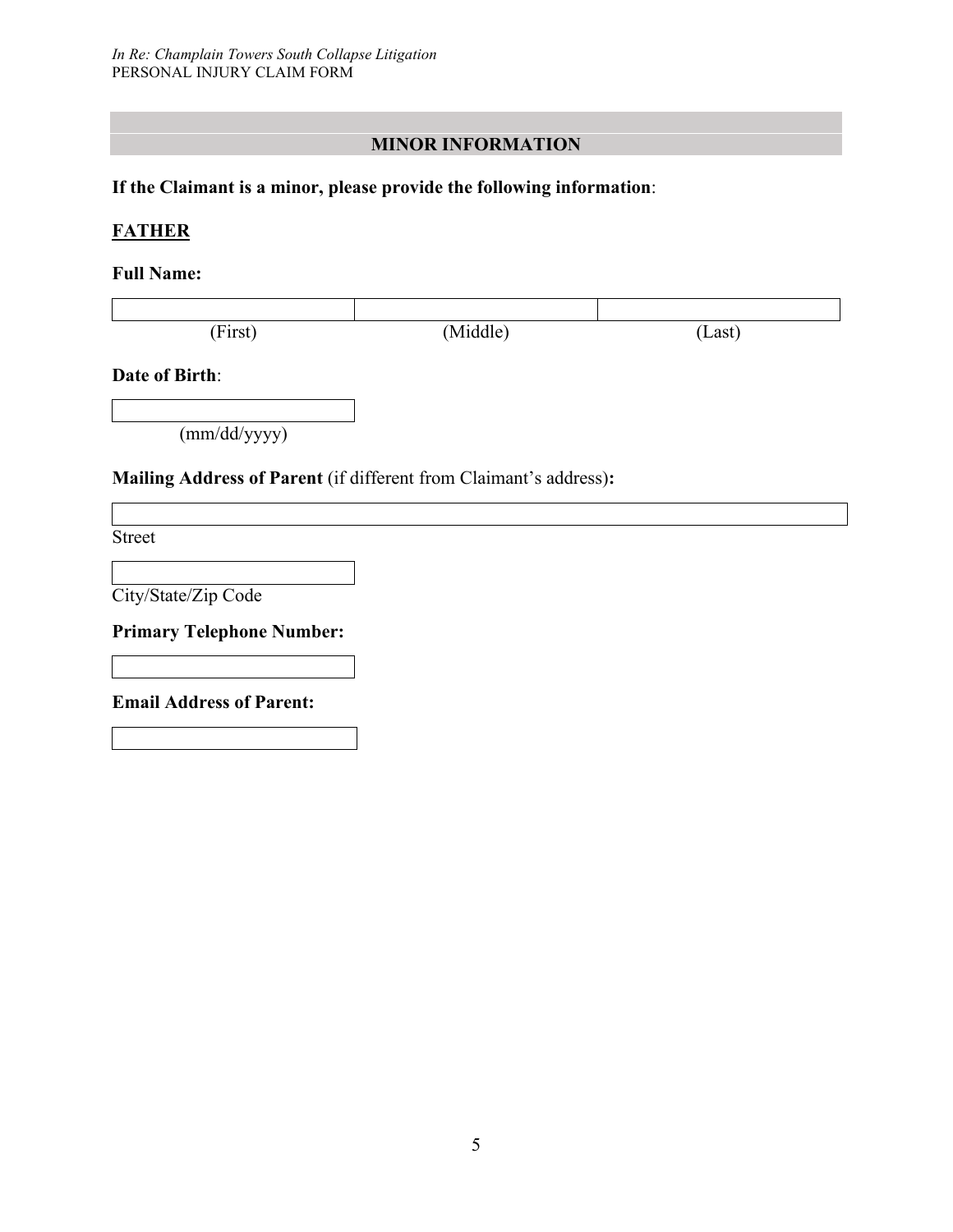## MINOR INFORMATION

**If the Claimant is a minor, please provide the following information**:

**<u>FATHER</u>**

**Full Name:**

| | | |
|---|---|---|
| (First) | (Middle) | (Last) |

**Date of Birth**:

(mm/dd/yyyy)

**Mailing Address of Parent** (if different from Claimant's address)**:**

Street

City/State/Zip Code

**Primary Telephone Number:**

**Email Address of Parent:**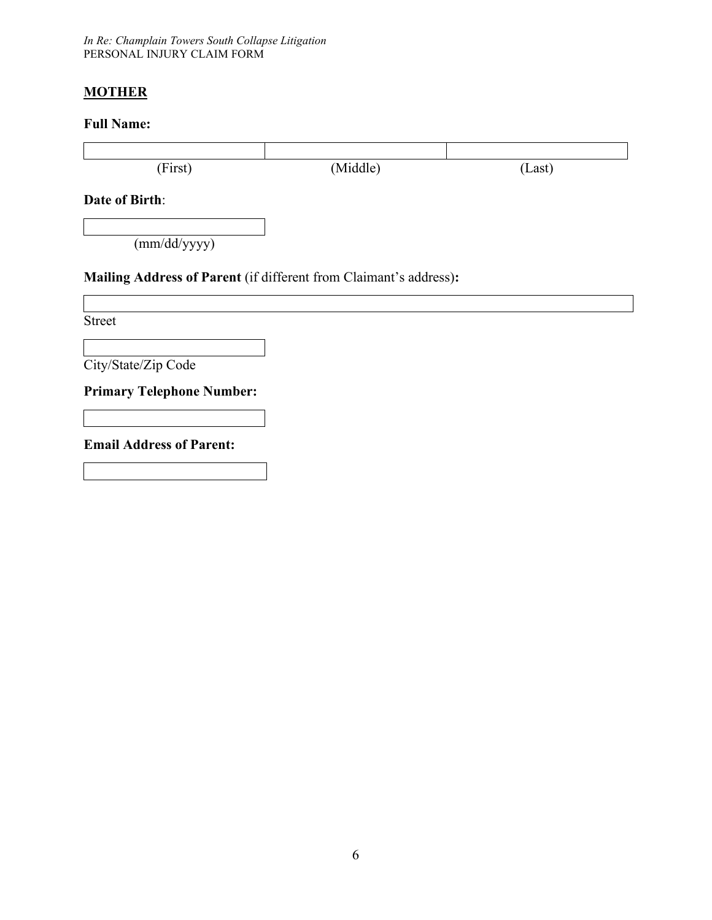**<u>MOTHER</u>**

**Full Name:**

| | | |
|---|---|---|
| (First) | (Middle) | (Last) |

**Date of Birth**:

(mm/dd/yyyy)

**Mailing Address of Parent** (if different from Claimant's address)**:**

Street

City/State/Zip Code

**Primary Telephone Number:**

**Email Address of Parent:**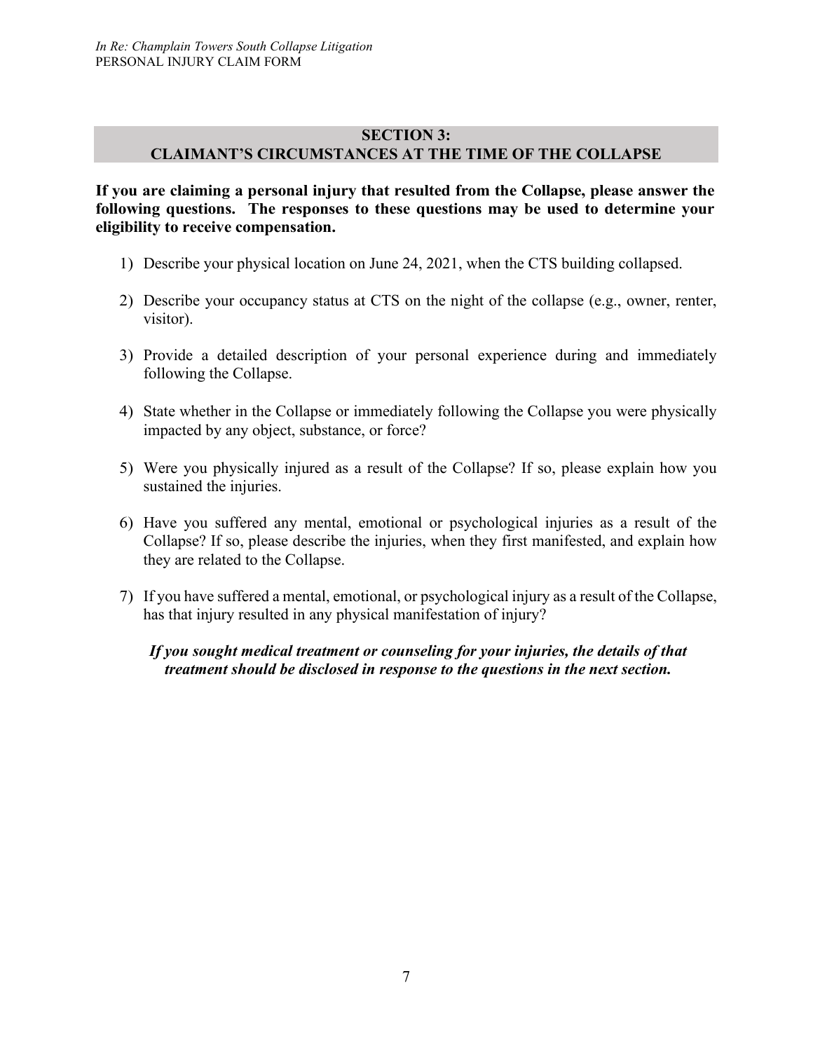## SECTION 3: CLAIMANT'S CIRCUMSTANCES AT THE TIME OF THE COLLAPSE

**If you are claiming a personal injury that resulted from the Collapse, please answer the following questions. The responses to these questions may be used to determine your eligibility to receive compensation.**

1) Describe your physical location on June 24, 2021, when the CTS building collapsed.

2) Describe your occupancy status at CTS on the night of the collapse (e.g., owner, renter, visitor).

3) Provide a detailed description of your personal experience during and immediately following the Collapse.

4) State whether in the Collapse or immediately following the Collapse you were physically impacted by any object, substance, or force?

5) Were you physically injured as a result of the Collapse? If so, please explain how you sustained the injuries.

6) Have you suffered any mental, emotional or psychological injuries as a result of the Collapse? If so, please describe the injuries, when they first manifested, and explain how they are related to the Collapse.

7) If you have suffered a mental, emotional, or psychological injury as a result of the Collapse, has that injury resulted in any physical manifestation of injury?

***If you sought medical treatment or counseling for your injuries, the details of that treatment should be disclosed in response to the questions in the next section.***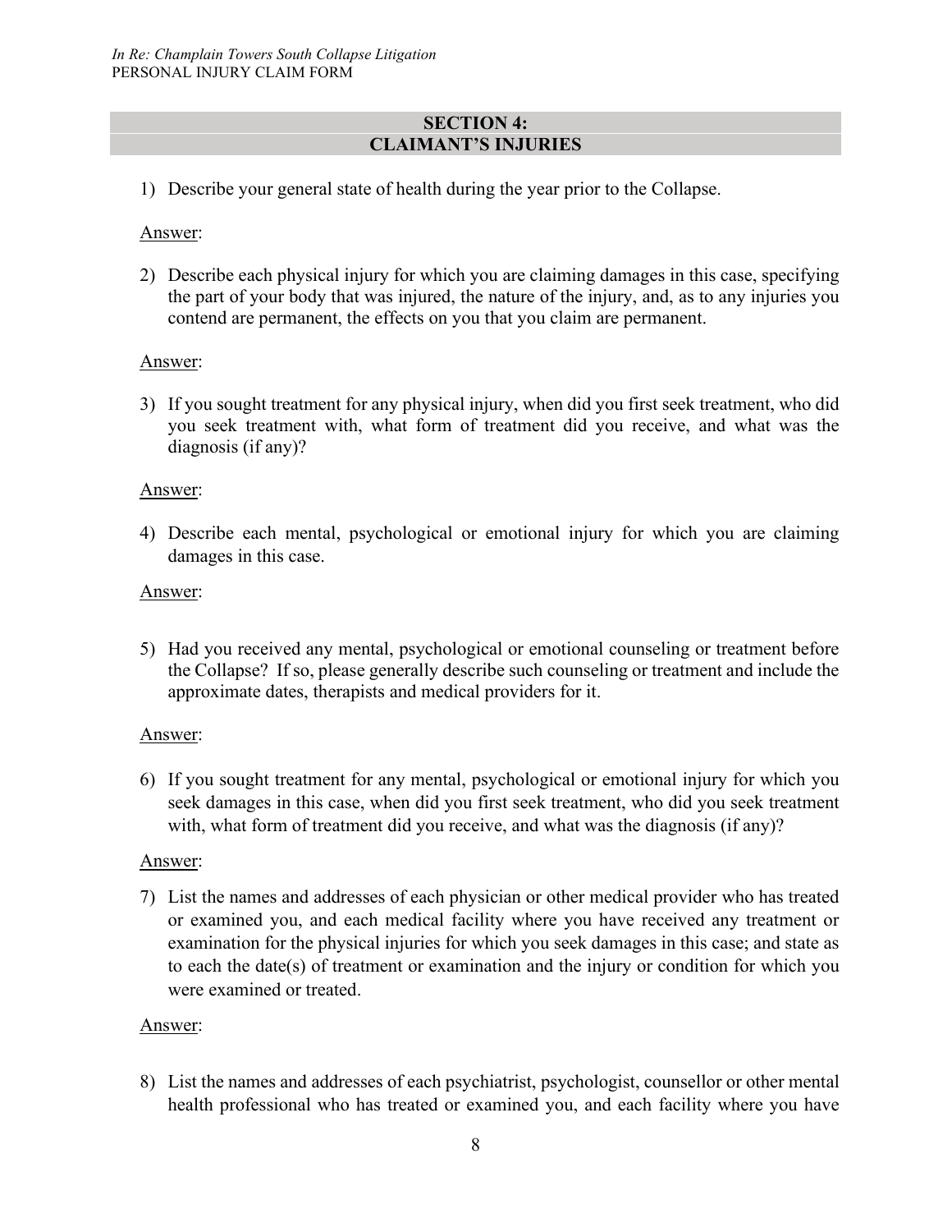## SECTION 4: CLAIMANT'S INJURIES

1) Describe your general state of health during the year prior to the Collapse.

Answer:

2) Describe each physical injury for which you are claiming damages in this case, specifying the part of your body that was injured, the nature of the injury, and, as to any injuries you contend are permanent, the effects on you that you claim are permanent.

Answer:

3) If you sought treatment for any physical injury, when did you first seek treatment, who did you seek treatment with, what form of treatment did you receive, and what was the diagnosis (if any)?

Answer:

4) Describe each mental, psychological or emotional injury for which you are claiming damages in this case.

Answer:

5) Had you received any mental, psychological or emotional counseling or treatment before the Collapse? If so, please generally describe such counseling or treatment and include the approximate dates, therapists and medical providers for it.

Answer:

6) If you sought treatment for any mental, psychological or emotional injury for which you seek damages in this case, when did you first seek treatment, who did you seek treatment with, what form of treatment did you receive, and what was the diagnosis (if any)?

Answer:

7) List the names and addresses of each physician or other medical provider who has treated or examined you, and each medical facility where you have received any treatment or examination for the physical injuries for which you seek damages in this case; and state as to each the date(s) of treatment or examination and the injury or condition for which you were examined or treated.

Answer:

8) List the names and addresses of each psychiatrist, psychologist, counsellor or other mental health professional who has treated or examined you, and each facility where you have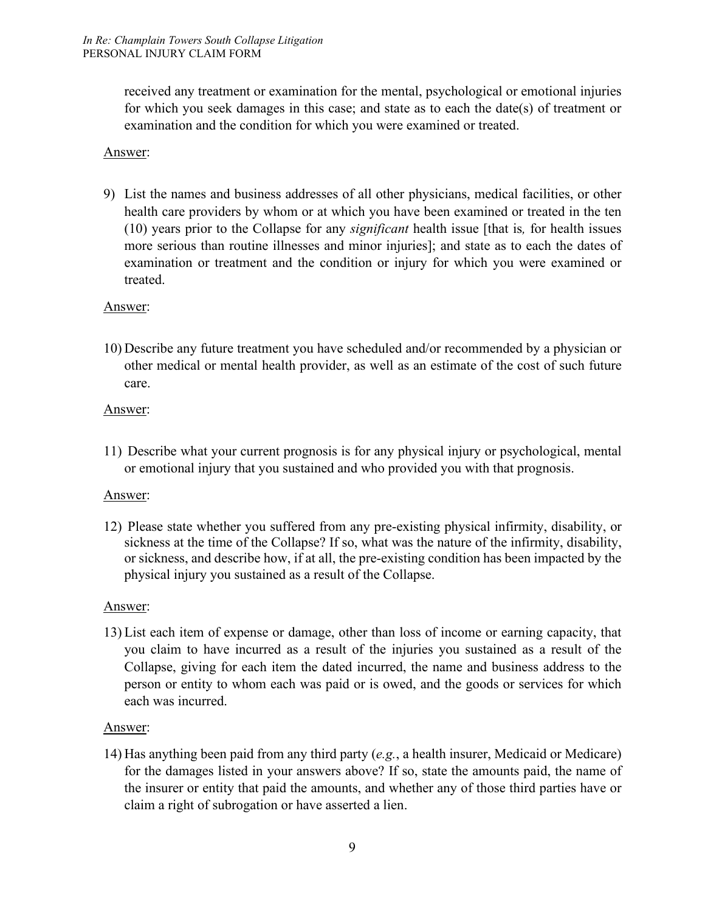received any treatment or examination for the mental, psychological or emotional injuries for which you seek damages in this case; and state as to each the date(s) of treatment or examination and the condition for which you were examined or treated.

Answer:

9) List the names and business addresses of all other physicians, medical facilities, or other health care providers by whom or at which you have been examined or treated in the ten (10) years prior to the Collapse for any *significant* health issue [that is*,* for health issues more serious than routine illnesses and minor injuries]; and state as to each the dates of examination or treatment and the condition or injury for which you were examined or treated.

Answer:

10) Describe any future treatment you have scheduled and/or recommended by a physician or other medical or mental health provider, as well as an estimate of the cost of such future care.

Answer:

11) Describe what your current prognosis is for any physical injury or psychological, mental or emotional injury that you sustained and who provided you with that prognosis.

Answer:

12) Please state whether you suffered from any pre-existing physical infirmity, disability, or sickness at the time of the Collapse? If so, what was the nature of the infirmity, disability, or sickness, and describe how, if at all, the pre-existing condition has been impacted by the physical injury you sustained as a result of the Collapse.

Answer:

13) List each item of expense or damage, other than loss of income or earning capacity, that you claim to have incurred as a result of the injuries you sustained as a result of the Collapse, giving for each item the dated incurred, the name and business address to the person or entity to whom each was paid or is owed, and the goods or services for which each was incurred.

Answer:

14) Has anything been paid from any third party (*e.g.*, a health insurer, Medicaid or Medicare) for the damages listed in your answers above? If so, state the amounts paid, the name of the insurer or entity that paid the amounts, and whether any of those third parties have or claim a right of subrogation or have asserted a lien.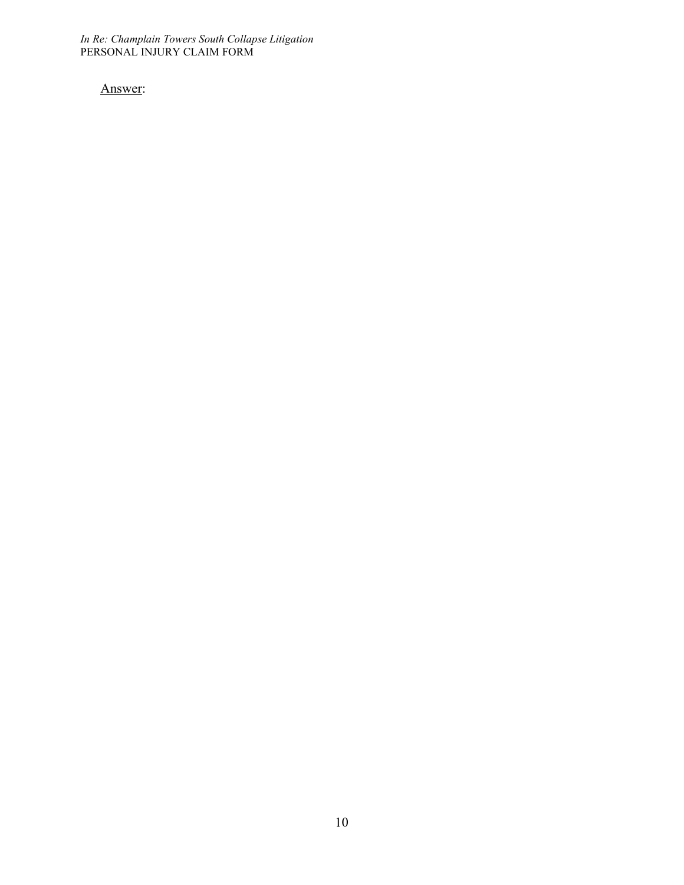<u>Answer</u>: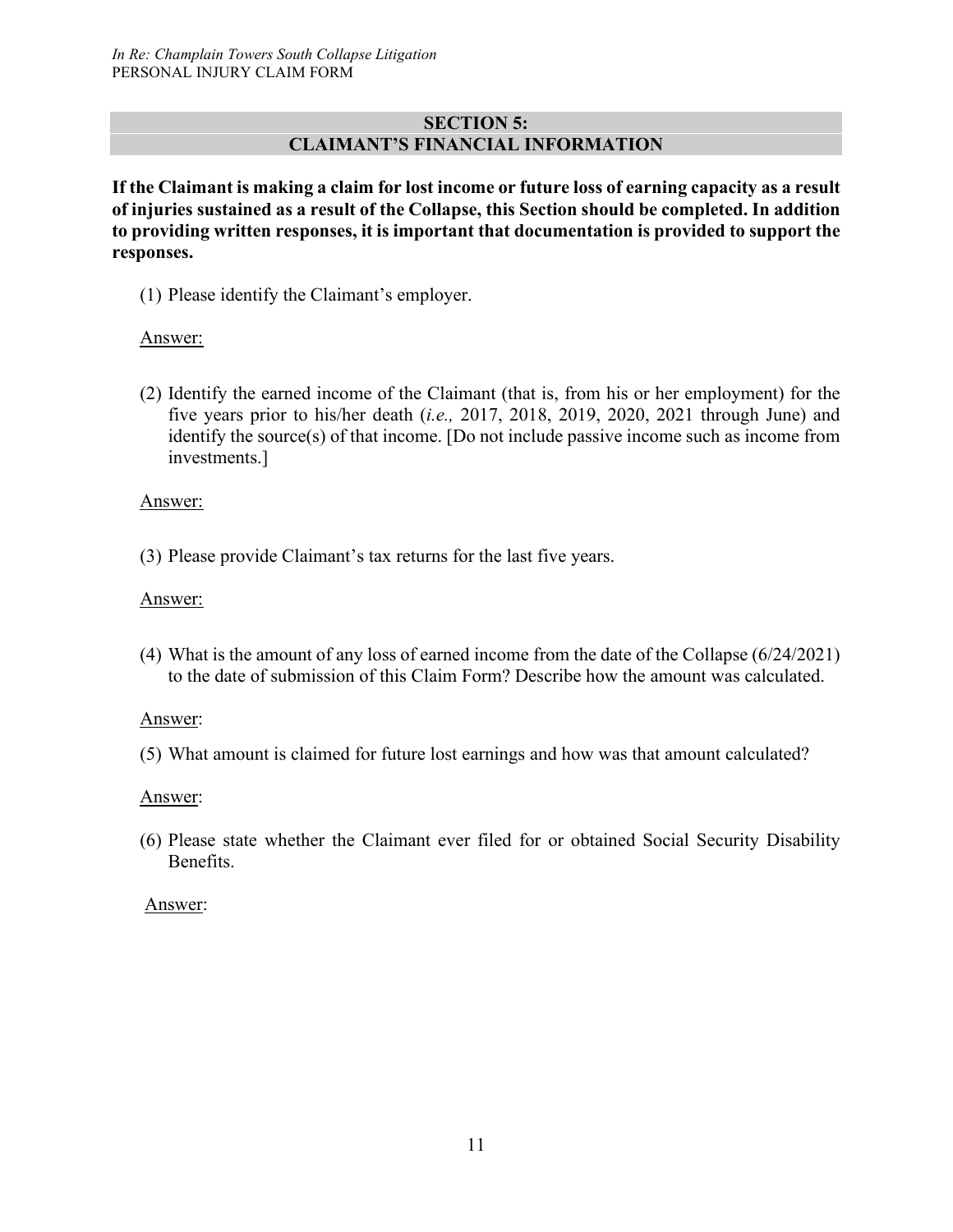## SECTION 5:
## CLAIMANT'S FINANCIAL INFORMATION

**If the Claimant is making a claim for lost income or future loss of earning capacity as a result of injuries sustained as a result of the Collapse, this Section should be completed. In addition to providing written responses, it is important that documentation is provided to support the responses.**

(1) Please identify the Claimant's employer.

Answer:

(2) Identify the earned income of the Claimant (that is, from his or her employment) for the five years prior to his/her death (*i.e.,* 2017, 2018, 2019, 2020, 2021 through June) and identify the source(s) of that income. [Do not include passive income such as income from investments.]

Answer:

(3) Please provide Claimant's tax returns for the last five years.

Answer:

(4) What is the amount of any loss of earned income from the date of the Collapse (6/24/2021) to the date of submission of this Claim Form? Describe how the amount was calculated.

Answer:

(5) What amount is claimed for future lost earnings and how was that amount calculated?

Answer:

(6) Please state whether the Claimant ever filed for or obtained Social Security Disability Benefits.

Answer: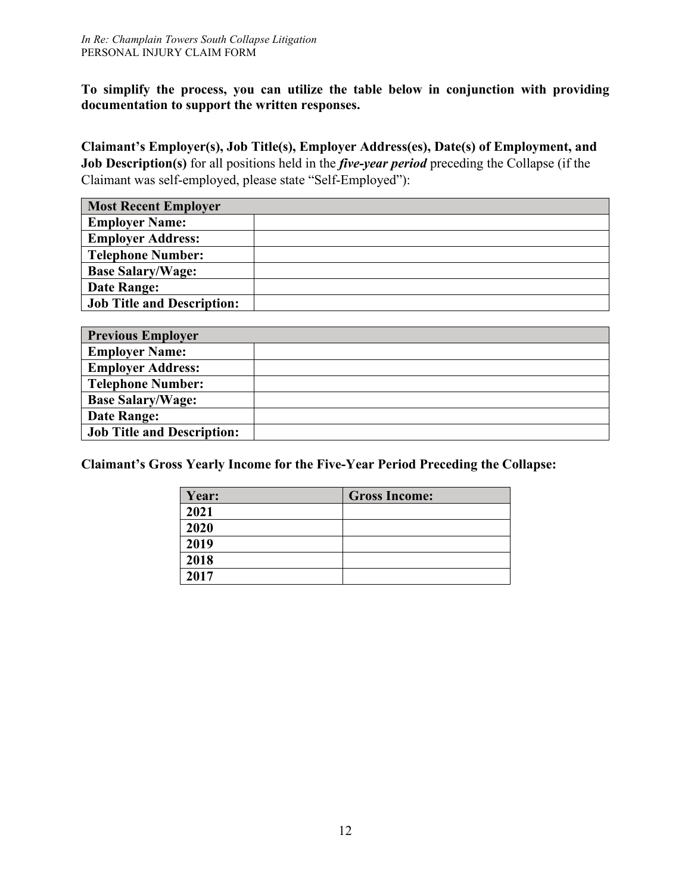**To simplify the process, you can utilize the table below in conjunction with providing documentation to support the written responses.**

**Claimant's Employer(s), Job Title(s), Employer Address(es), Date(s) of Employment, and Job Description(s)** for all positions held in the ***five-year period*** preceding the Collapse (if the Claimant was self-employed, please state "Self-Employed"):

| **Most Recent Employer** | |
|---|---|
| **Employer Name:** | |
| **Employer Address:** | |
| **Telephone Number:** | |
| **Base Salary/Wage:** | |
| **Date Range:** | |
| **Job Title and Description:** | |

| **Previous Employer** | |
|---|---|
| **Employer Name:** | |
| **Employer Address:** | |
| **Telephone Number:** | |
| **Base Salary/Wage:** | |
| **Date Range:** | |
| **Job Title and Description:** | |

**Claimant's Gross Yearly Income for the Five-Year Period Preceding the Collapse:**

| **Year:** | **Gross Income:** |
|---|---|
| **2021** | |
| **2020** | |
| **2019** | |
| **2018** | |
| **2017** | |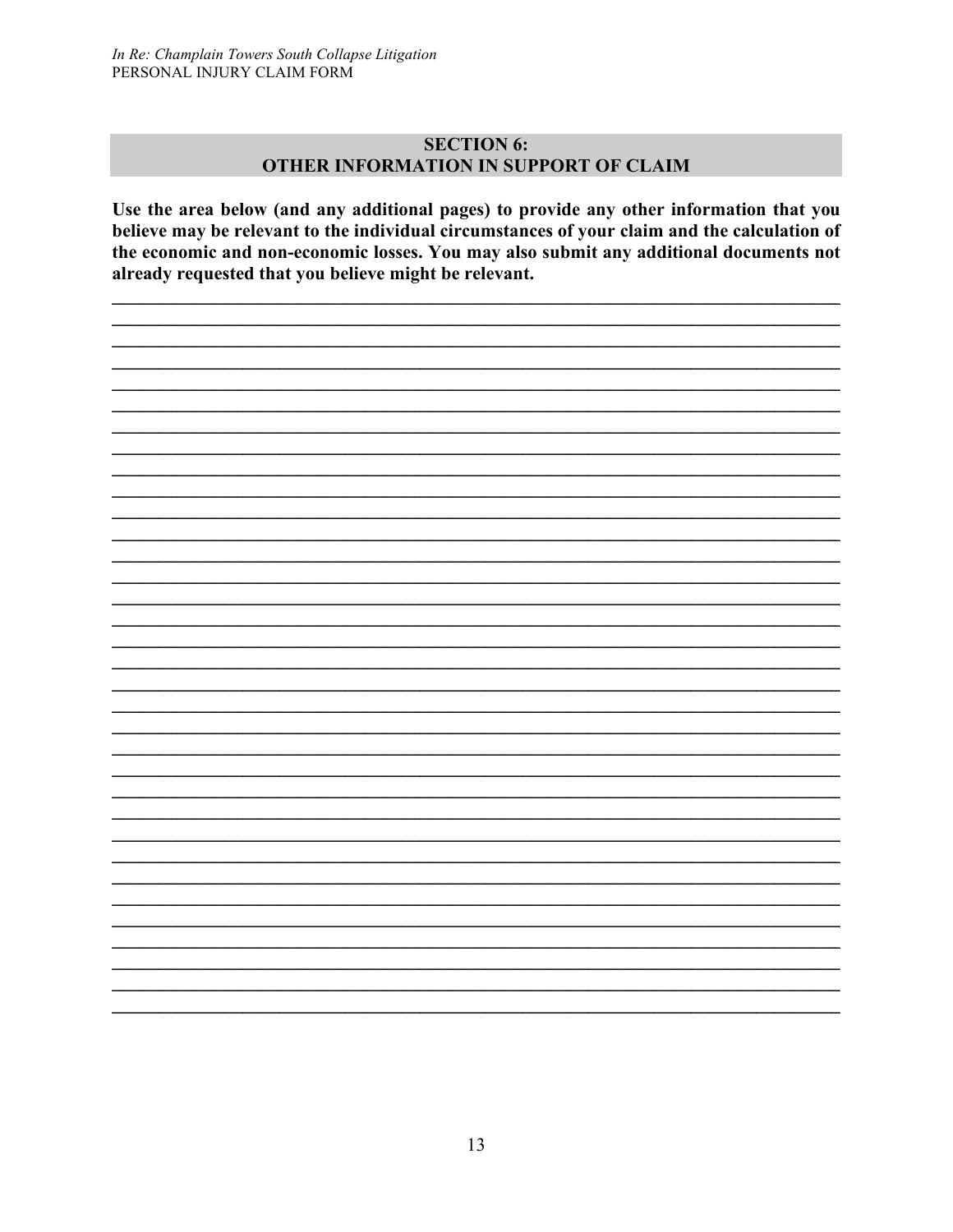## SECTION 6:
## OTHER INFORMATION IN SUPPORT OF CLAIM

**Use the area below (and any additional pages) to provide any other information that you believe may be relevant to the individual circumstances of your claim and the calculation of the economic and non-economic losses. You may also submit any additional documents not already requested that you believe might be relevant.**

___________________________________________________________________________
___________________________________________________________________________
___________________________________________________________________________
___________________________________________________________________________
___________________________________________________________________________
___________________________________________________________________________
___________________________________________________________________________
___________________________________________________________________________
___________________________________________________________________________
___________________________________________________________________________
___________________________________________________________________________
___________________________________________________________________________
___________________________________________________________________________
___________________________________________________________________________
___________________________________________________________________________
___________________________________________________________________________
___________________________________________________________________________
___________________________________________________________________________
___________________________________________________________________________
___________________________________________________________________________
___________________________________________________________________________
___________________________________________________________________________
___________________________________________________________________________
___________________________________________________________________________
___________________________________________________________________________
___________________________________________________________________________
___________________________________________________________________________
___________________________________________________________________________
___________________________________________________________________________
___________________________________________________________________________
___________________________________________________________________________
___________________________________________________________________________
___________________________________________________________________________
___________________________________________________________________________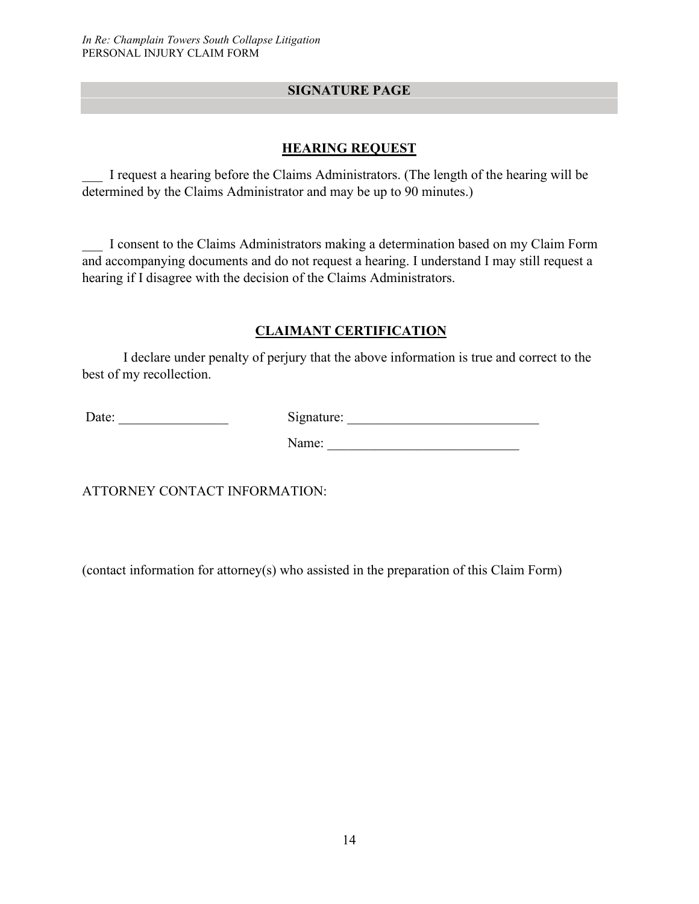## SIGNATURE PAGE

### HEARING REQUEST

___ I request a hearing before the Claims Administrators. (The length of the hearing will be determined by the Claims Administrator and may be up to 90 minutes.)

___ I consent to the Claims Administrators making a determination based on my Claim Form and accompanying documents and do not request a hearing. I understand I may still request a hearing if I disagree with the decision of the Claims Administrators.

### CLAIMANT CERTIFICATION

I declare under penalty of perjury that the above information is true and correct to the best of my recollection.

Date: ________________ Signature: ____________________________

Name: ____________________________

ATTORNEY CONTACT INFORMATION:

(contact information for attorney(s) who assisted in the preparation of this Claim Form)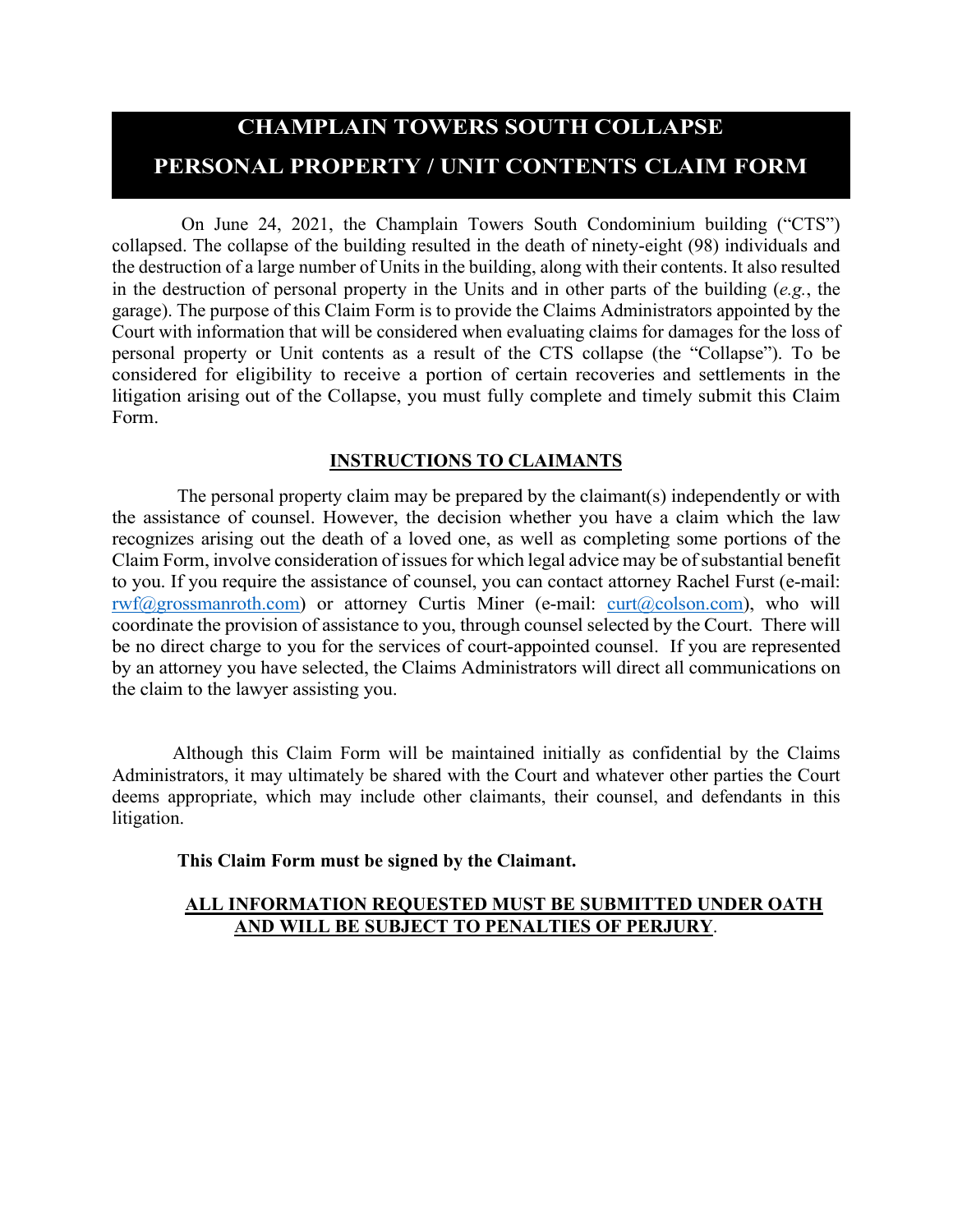# CHAMPLAIN TOWERS SOUTH COLLAPSE

# PERSONAL PROPERTY / UNIT CONTENTS CLAIM FORM

On June 24, 2021, the Champlain Towers South Condominium building ("CTS") collapsed. The collapse of the building resulted in the death of ninety-eight (98) individuals and the destruction of a large number of Units in the building, along with their contents. It also resulted in the destruction of personal property in the Units and in other parts of the building (*e.g.*, the garage). The purpose of this Claim Form is to provide the Claims Administrators appointed by the Court with information that will be considered when evaluating claims for damages for the loss of personal property or Unit contents as a result of the CTS collapse (the "Collapse"). To be considered for eligibility to receive a portion of certain recoveries and settlements in the litigation arising out of the Collapse, you must fully complete and timely submit this Claim Form.

## INSTRUCTIONS TO CLAIMANTS

The personal property claim may be prepared by the claimant(s) independently or with the assistance of counsel. However, the decision whether you have a claim which the law recognizes arising out the death of a loved one, as well as completing some portions of the Claim Form, involve consideration of issues for which legal advice may be of substantial benefit to you. If you require the assistance of counsel, you can contact attorney Rachel Furst (e-mail: rwf@grossmanroth.com) or attorney Curtis Miner (e-mail: curt@colson.com), who will coordinate the provision of assistance to you, through counsel selected by the Court. There will be no direct charge to you for the services of court-appointed counsel. If you are represented by an attorney you have selected, the Claims Administrators will direct all communications on the claim to the lawyer assisting you.

Although this Claim Form will be maintained initially as confidential by the Claims Administrators, it may ultimately be shared with the Court and whatever other parties the Court deems appropriate, which may include other claimants, their counsel, and defendants in this litigation.

**This Claim Form must be signed by the Claimant.**

**ALL INFORMATION REQUESTED MUST BE SUBMITTED UNDER OATH AND WILL BE SUBJECT TO PENALTIES OF PERJURY.**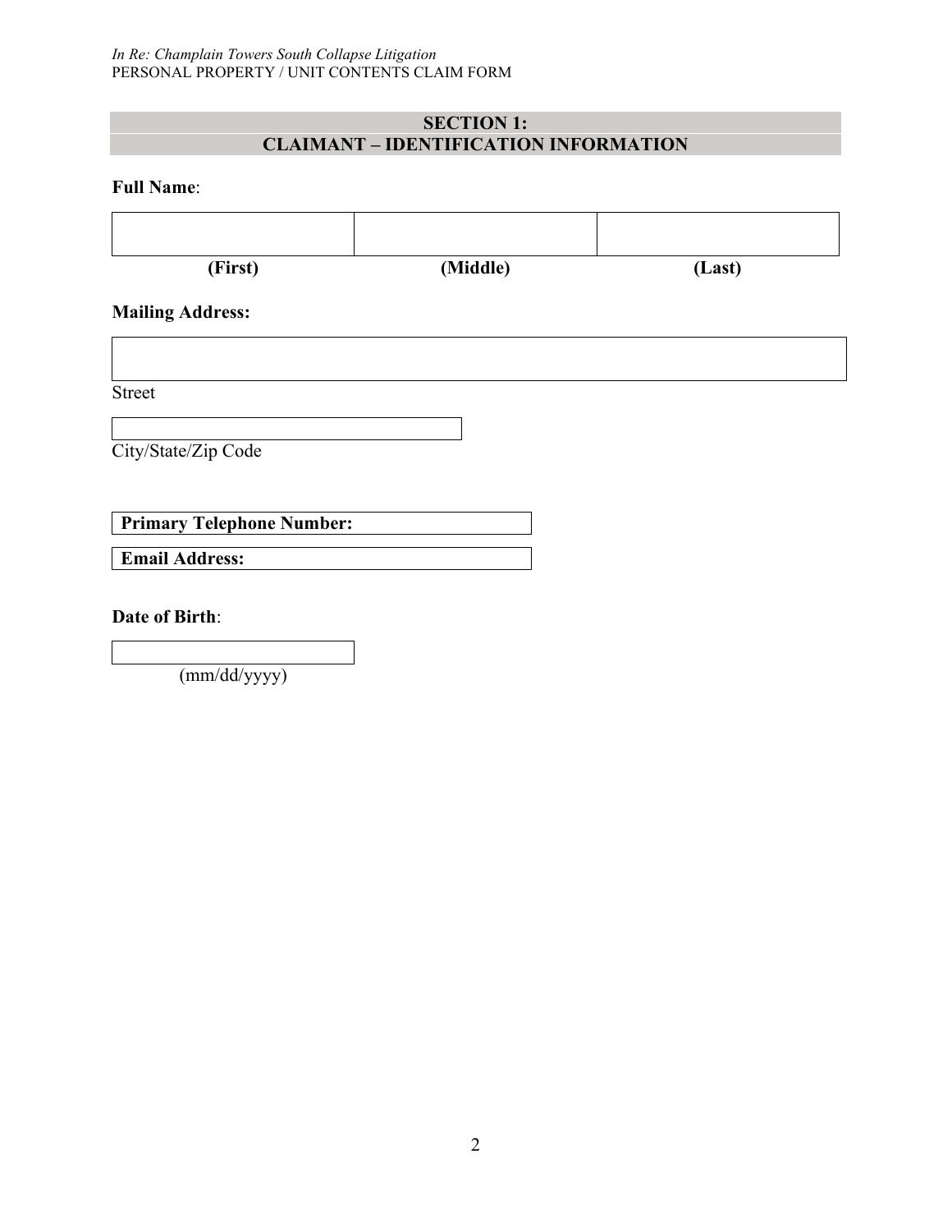## SECTION 1:
## CLAIMANT – IDENTIFICATION INFORMATION

**Full Name**:

| | | |
|---|---|---|
| | | |
| **(First)** | **(Middle)** | **(Last)** |

**Mailing Address:**

Street

City/State/Zip Code

**Primary Telephone Number:**

**Email Address:**

**Date of Birth**:

(mm/dd/yyyy)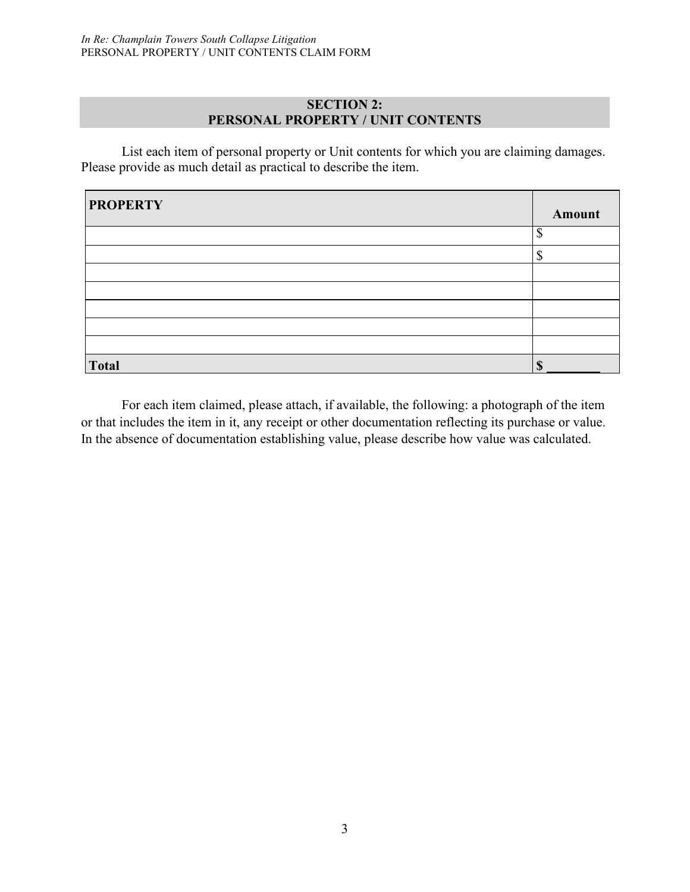## SECTION 2:
## PERSONAL PROPERTY / UNIT CONTENTS

List each item of personal property or Unit contents for which you are claiming damages. Please provide as much detail as practical to describe the item.

| PROPERTY | Amount |
|---|---|
| | $ |
| | $ |
| | |
| | |
| | |
| | |
| | |
| **Total** | **$ ________** |

For each item claimed, please attach, if available, the following: a photograph of the item or that includes the item in it, any receipt or other documentation reflecting its purchase or value. In the absence of documentation establishing value, please describe how value was calculated.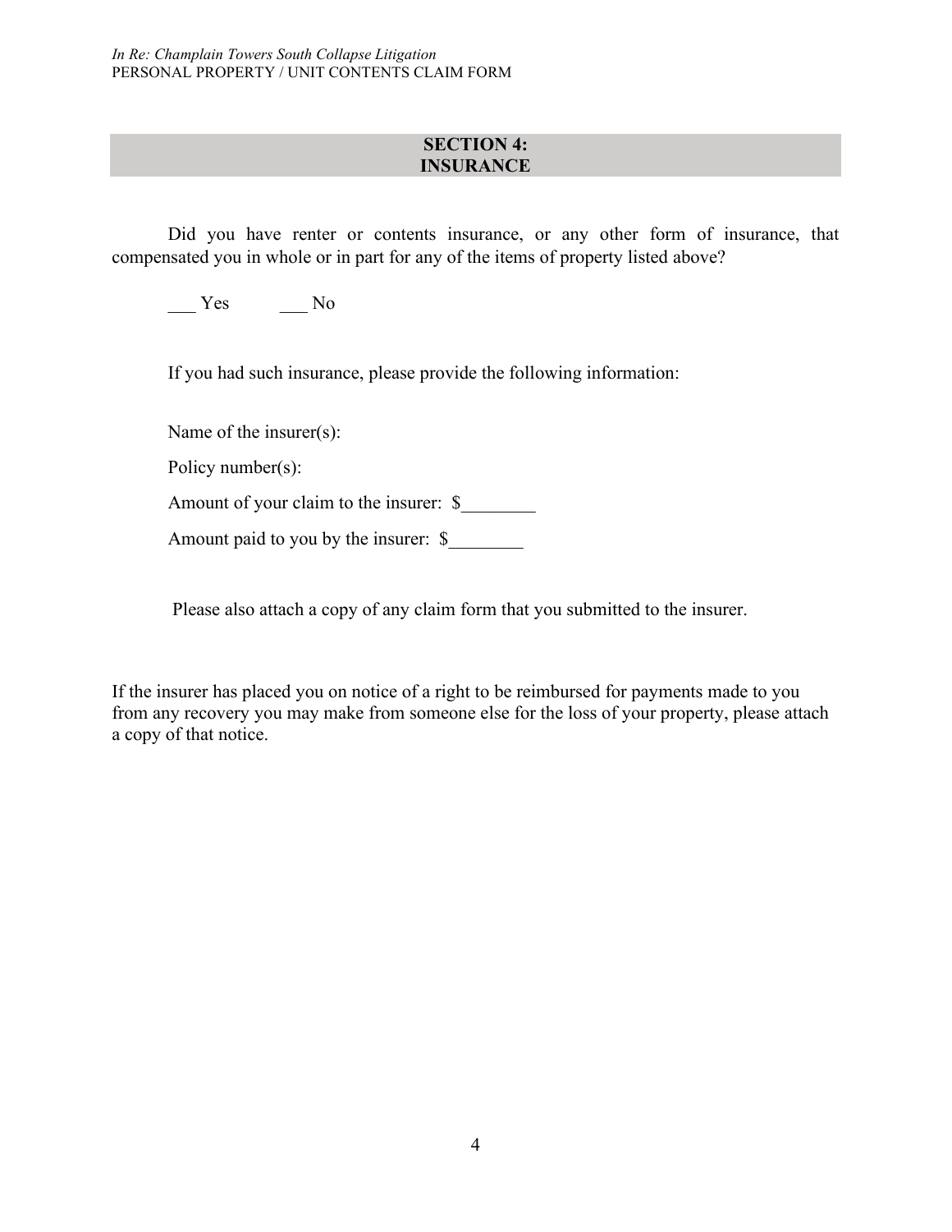## SECTION 4: INSURANCE

Did you have renter or contents insurance, or any other form of insurance, that compensated you in whole or in part for any of the items of property listed above?

___ Yes ___ No

If you had such insurance, please provide the following information:

Name of the insurer(s):

Policy number(s):

Amount of your claim to the insurer: $________

Amount paid to you by the insurer: $________

Please also attach a copy of any claim form that you submitted to the insurer.

If the insurer has placed you on notice of a right to be reimbursed for payments made to you from any recovery you may make from someone else for the loss of your property, please attach a copy of that notice.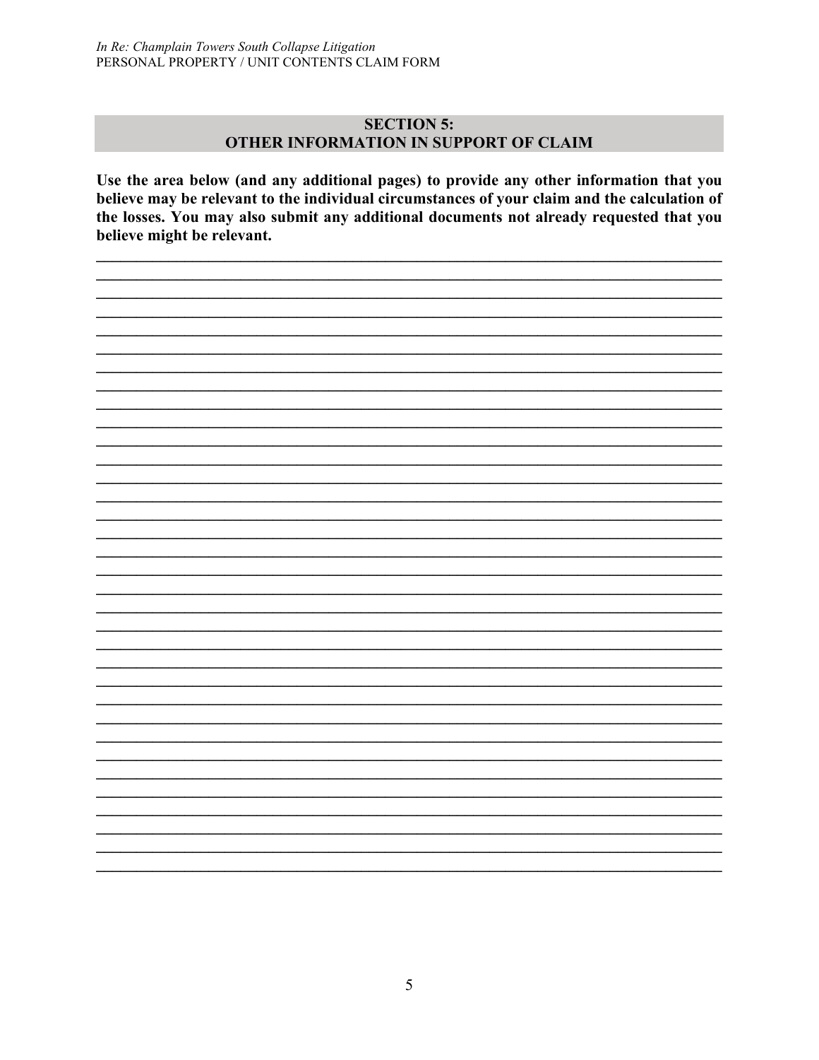## SECTION 5: OTHER INFORMATION IN SUPPORT OF CLAIM

**Use the area below (and any additional pages) to provide any other information that you believe may be relevant to the individual circumstances of your claim and the calculation of the losses. You may also submit any additional documents not already requested that you believe might be relevant.**

______________________________________________________________________________
______________________________________________________________________________
______________________________________________________________________________
______________________________________________________________________________
______________________________________________________________________________
______________________________________________________________________________
______________________________________________________________________________
______________________________________________________________________________
______________________________________________________________________________
______________________________________________________________________________
______________________________________________________________________________
______________________________________________________________________________
______________________________________________________________________________
______________________________________________________________________________
______________________________________________________________________________
______________________________________________________________________________
______________________________________________________________________________
______________________________________________________________________________
______________________________________________________________________________
______________________________________________________________________________
______________________________________________________________________________
______________________________________________________________________________
______________________________________________________________________________
______________________________________________________________________________
______________________________________________________________________________
______________________________________________________________________________
______________________________________________________________________________
______________________________________________________________________________
______________________________________________________________________________
______________________________________________________________________________
______________________________________________________________________________
______________________________________________________________________________
______________________________________________________________________________
______________________________________________________________________________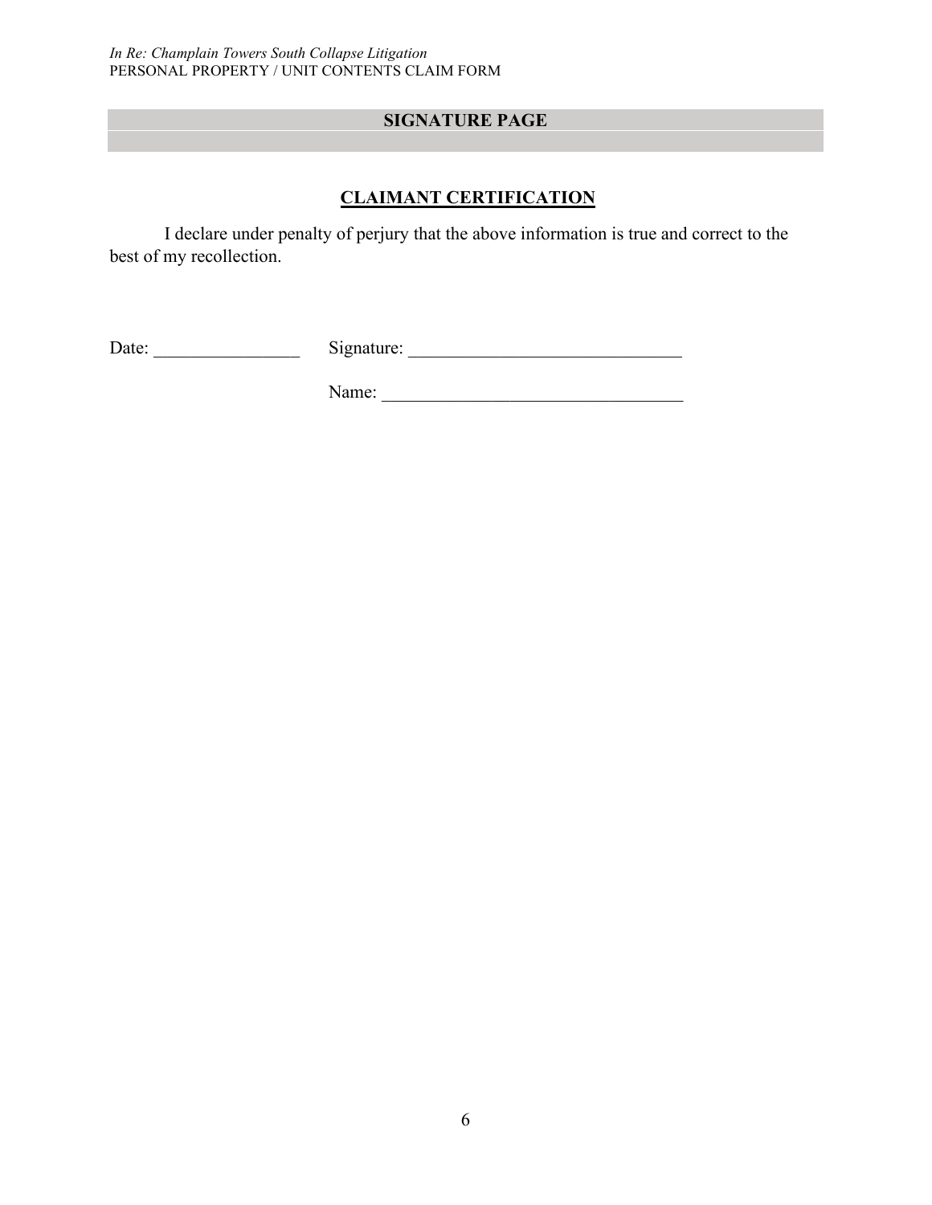## SIGNATURE PAGE

### CLAIMANT CERTIFICATION

I declare under penalty of perjury that the above information is true and correct to the best of my recollection.

Date: ________________ Signature: ______________________________

Name: _________________________________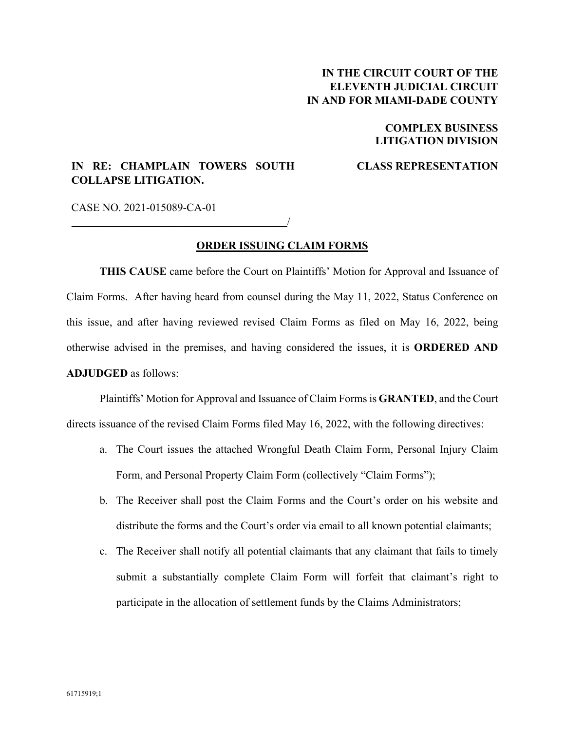**IN THE CIRCUIT COURT OF THE ELEVENTH JUDICIAL CIRCUIT IN AND FOR MIAMI-DADE COUNTY**

**COMPLEX BUSINESS LITIGATION DIVISION**

**IN RE: CHAMPLAIN TOWERS SOUTH COLLAPSE LITIGATION.**

**CLASS REPRESENTATION**

CASE NO. 2021-015089-CA-01

______________________________________/

## ORDER ISSUING CLAIM FORMS

**THIS CAUSE** came before the Court on Plaintiffs' Motion for Approval and Issuance of Claim Forms. After having heard from counsel during the May 11, 2022, Status Conference on this issue, and after having reviewed revised Claim Forms as filed on May 16, 2022, being otherwise advised in the premises, and having considered the issues, it is **ORDERED AND ADJUDGED** as follows:

Plaintiffs' Motion for Approval and Issuance of Claim Forms is **GRANTED**, and the Court directs issuance of the revised Claim Forms filed May 16, 2022, with the following directives:

a. The Court issues the attached Wrongful Death Claim Form, Personal Injury Claim Form, and Personal Property Claim Form (collectively "Claim Forms");

b. The Receiver shall post the Claim Forms and the Court's order on his website and distribute the forms and the Court's order via email to all known potential claimants;

c. The Receiver shall notify all potential claimants that any claimant that fails to timely submit a substantially complete Claim Form will forfeit that claimant's right to participate in the allocation of settlement funds by the Claims Administrators;

61715919;1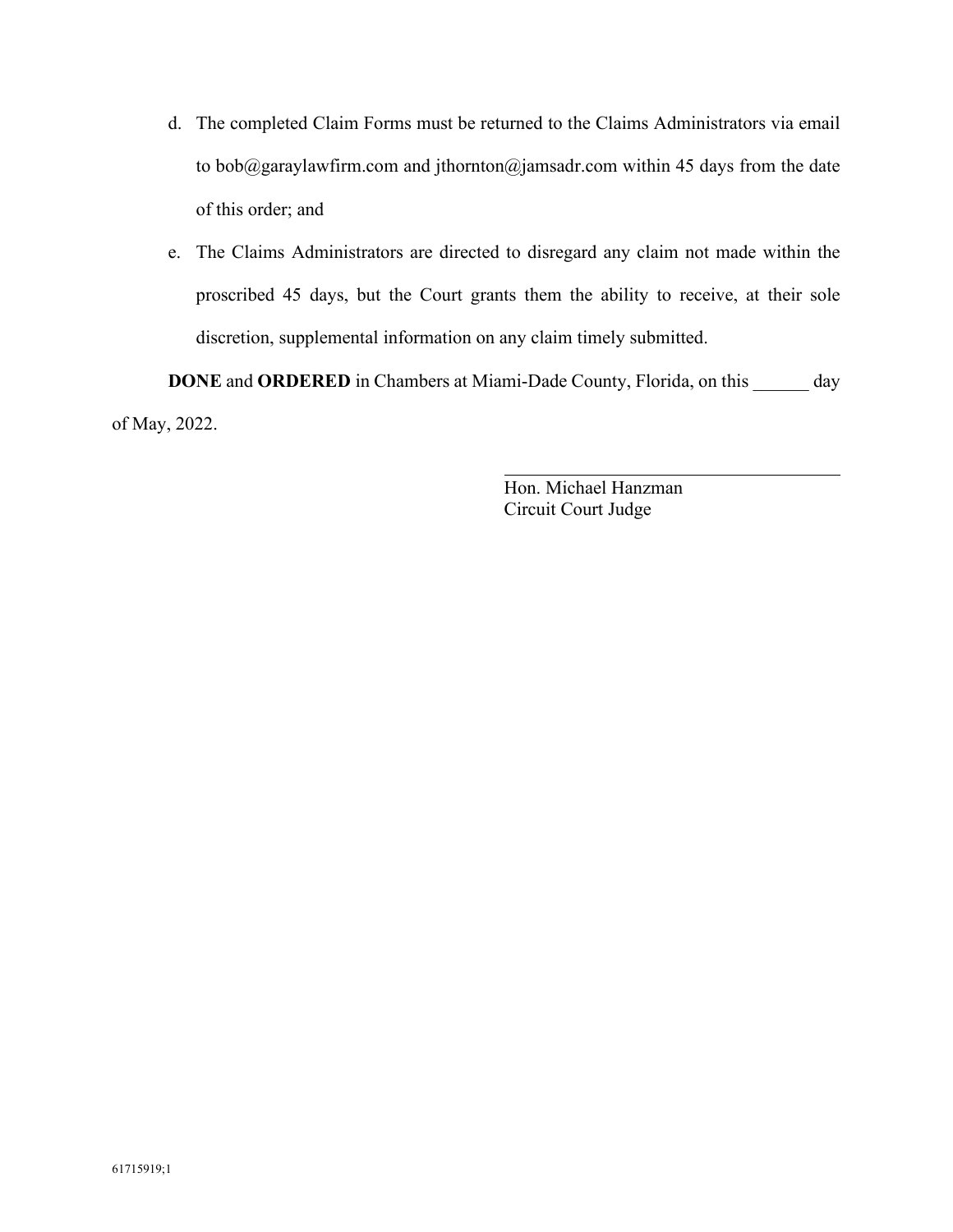d. The completed Claim Forms must be returned to the Claims Administrators via email to bob@garaylawfirm.com and jthornton@jamsadr.com within 45 days from the date of this order; and

e. The Claims Administrators are directed to disregard any claim not made within the proscribed 45 days, but the Court grants them the ability to receive, at their sole discretion, supplemental information on any claim timely submitted.

**DONE** and **ORDERED** in Chambers at Miami-Dade County, Florida, on this ______ day of May, 2022.

\_\_\_\_\_\_\_\_\_\_\_\_\_\_\_\_\_\_\_\_\_\_\_\_\_\_\_\_\_\_\_\_\_\_\_\_
Hon. Michael Hanzman
Circuit Court Judge

61715919;1